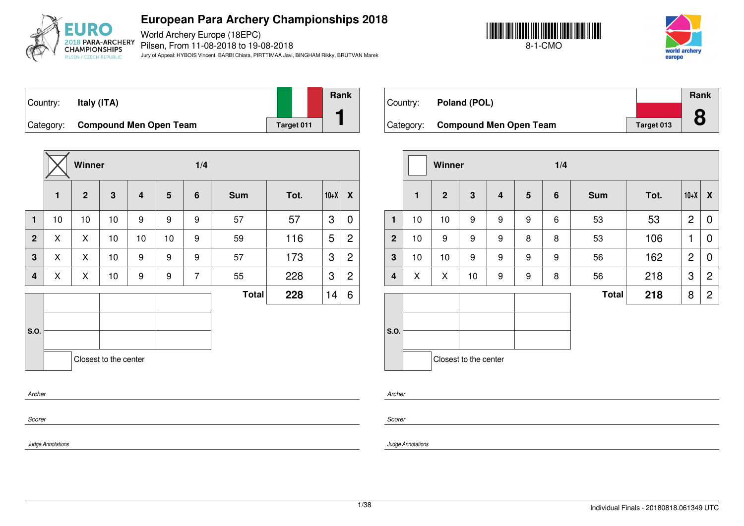# European Para Archery Championships 2018

World Archery Europe (18EPC)
Pilsen, From 11-08-2018 to 19-08-2018
Jury of Appeal: HYBOIS Vincent, BARBI Chiara, PIRTTIMAA Javi, BINGHAM Rikky, BRUTVAN Marek

8-1-CMO

## Country: Italy (ITA)

Category: **Compound Men Open Team** — Target 011 — Rank **1**

Winner: X — 1/4

| | 1 | 2 | 3 | 4 | 5 | 6 | Sum | Tot. | 10+X | X |
|---|---|---|---|---|---|---|---|---|---|---|
| 1 | 10 | 10 | 10 | 9 | 9 | 9 | 57 | 57 | 3 | 0 |
| 2 | X | X | 10 | 10 | 10 | 9 | 59 | 116 | 5 | 2 |
| 3 | X | X | 10 | 9 | 9 | 9 | 57 | 173 | 3 | 2 |
| 4 | X | X | 10 | 9 | 9 | 7 | 55 | 228 | 3 | 2 |
| | | | | | | | **Total** | **228** | 14 | 6 |

S.O.

Closest to the center

*Archer*

*Scorer*

*Judge Annotations*

## Country: Poland (POL)

Category: **Compound Men Open Team** — Target 013 — Rank **8**

Winner: — 1/4

| | 1 | 2 | 3 | 4 | 5 | 6 | Sum | Tot. | 10+X | X |
|---|---|---|---|---|---|---|---|---|---|---|
| 1 | 10 | 10 | 9 | 9 | 9 | 6 | 53 | 53 | 2 | 0 |
| 2 | 10 | 9 | 9 | 9 | 8 | 8 | 53 | 106 | 1 | 0 |
| 3 | 10 | 10 | 9 | 9 | 9 | 9 | 56 | 162 | 2 | 0 |
| 4 | X | X | 10 | 9 | 9 | 8 | 56 | 218 | 3 | 2 |
| | | | | | | | **Total** | **218** | 8 | 2 |

S.O.

Closest to the center

*Archer*

*Scorer*

*Judge Annotations*

Individual Finals - 20180818.061349 UTC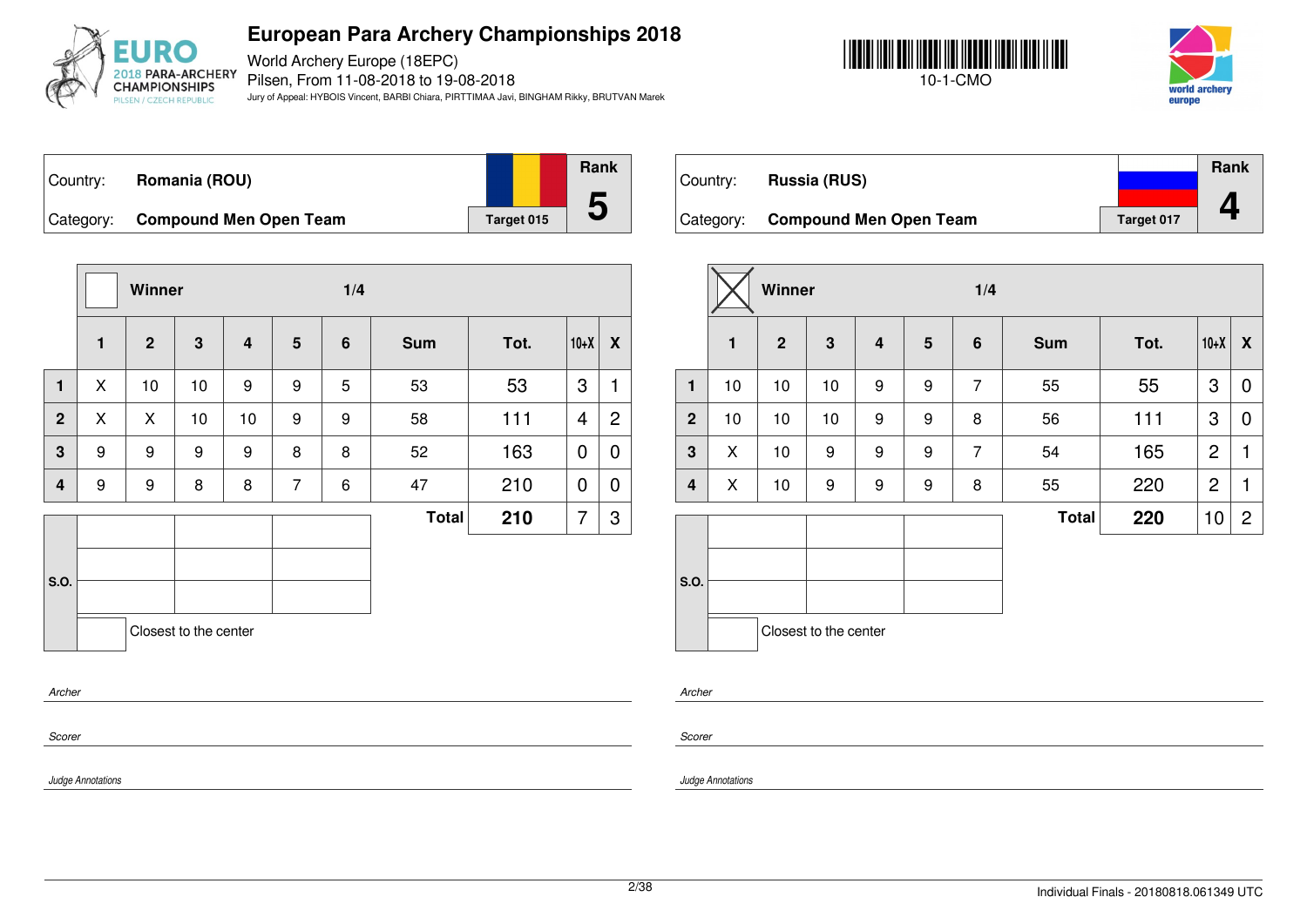# European Para Archery Championships 2018

World Archery Europe (18EPC)

Pilsen, From 11-08-2018 to 19-08-2018

Jury of Appeal: HYBOIS Vincent, BARBI Chiara, PIRTTIMAA Javi, BINGHAM Rikky, BRUTVAN Marek

10-1-CMO

## Country: Romania (ROU)

Category: **Compound Men Open Team**

Target 015 — Rank **5**

Winner: ☐ — 1/4

| | 1 | 2 | 3 | 4 | 5 | 6 | Sum | Tot. | 10+X | X |
|---|---|---|---|---|---|---|---|---|---|---|
| 1 | X | 10 | 10 | 9 | 9 | 5 | 53 | 53 | 3 | 1 |
| 2 | X | X | 10 | 10 | 9 | 9 | 58 | 111 | 4 | 2 |
| 3 | 9 | 9 | 9 | 9 | 8 | 8 | 52 | 163 | 0 | 0 |
| 4 | 9 | 9 | 8 | 8 | 7 | 6 | 47 | 210 | 0 | 0 |
| | | | | | | | **Total** | **210** | 7 | 3 |

S.O.: (empty)

☐ Closest to the center

*Archer*

*Scorer*

*Judge Annotations*

## Country: Russia (RUS)

Category: **Compound Men Open Team**

Target 017 — Rank **4**

Winner: ☒ — 1/4

| | 1 | 2 | 3 | 4 | 5 | 6 | Sum | Tot. | 10+X | X |
|---|---|---|---|---|---|---|---|---|---|---|
| 1 | 10 | 10 | 10 | 9 | 9 | 7 | 55 | 55 | 3 | 0 |
| 2 | 10 | 10 | 10 | 9 | 9 | 8 | 56 | 111 | 3 | 0 |
| 3 | X | 10 | 9 | 9 | 9 | 7 | 54 | 165 | 2 | 1 |
| 4 | X | 10 | 9 | 9 | 9 | 8 | 55 | 220 | 2 | 1 |
| | | | | | | | **Total** | **220** | 10 | 2 |

S.O.: (empty)

☐ Closest to the center

*Archer*

*Scorer*

*Judge Annotations*

Individual Finals - 20180818.061349 UTC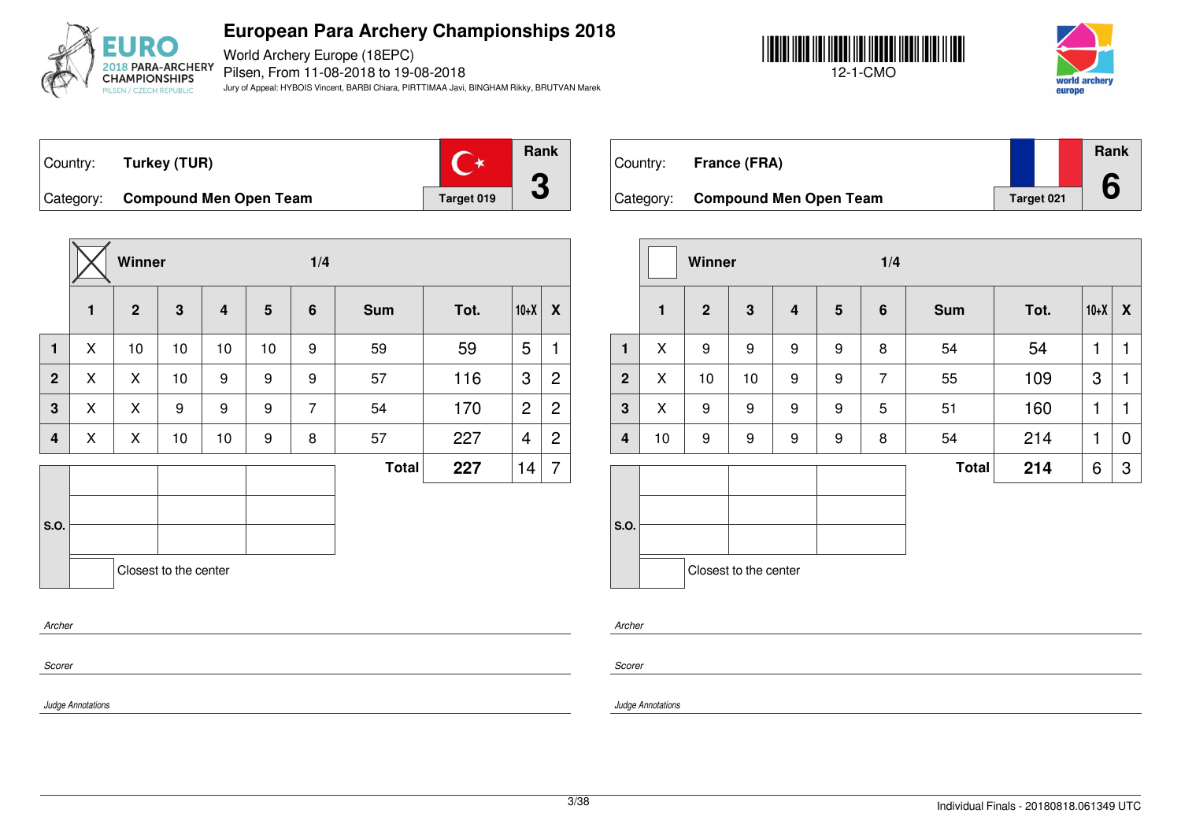# European Para Archery Championships 2018

World Archery Europe (18EPC)
Pilsen, From 11-08-2018 to 19-08-2018
Jury of Appeal: HYBOIS Vincent, BARBI Chiara, PIRTTIMAA Javi, BINGHAM Rikky, BRUTVAN Marek

12-1-CMO

| Country: | Turkey (TUR) | Rank |
|---|---|---|
| Category: | Compound Men Open Team | Target 019 | 3 |

**Winner** ☒ — 1/4

| | 1 | 2 | 3 | 4 | 5 | 6 | Sum | Tot. | 10+X | X |
|---|---|---|---|---|---|---|---|---|---|---|
| 1 | X | 10 | 10 | 10 | 10 | 9 | 59 | 59 | 5 | 1 |
| 2 | X | X | 10 | 9 | 9 | 9 | 57 | 116 | 3 | 2 |
| 3 | X | X | 9 | 9 | 9 | 7 | 54 | 170 | 2 | 2 |
| 4 | X | X | 10 | 10 | 9 | 8 | 57 | 227 | 4 | 2 |
| | | | | | | | **Total** | **227** | 14 | 7 |

S.O.

Closest to the center

*Archer*

*Scorer*

*Judge Annotations*

| Country: | France (FRA) | Rank |
|---|---|---|
| Category: | Compound Men Open Team | Target 021 | 6 |

**Winner** ☐ — 1/4

| | 1 | 2 | 3 | 4 | 5 | 6 | Sum | Tot. | 10+X | X |
|---|---|---|---|---|---|---|---|---|---|---|
| 1 | X | 9 | 9 | 9 | 9 | 8 | 54 | 54 | 1 | 1 |
| 2 | X | 10 | 10 | 9 | 9 | 7 | 55 | 109 | 3 | 1 |
| 3 | X | 9 | 9 | 9 | 9 | 5 | 51 | 160 | 1 | 1 |
| 4 | 10 | 9 | 9 | 9 | 9 | 8 | 54 | 214 | 1 | 0 |
| | | | | | | | **Total** | **214** | 6 | 3 |

S.O.

Closest to the center

*Archer*

*Scorer*

*Judge Annotations*

Individual Finals - 20180818.061349 UTC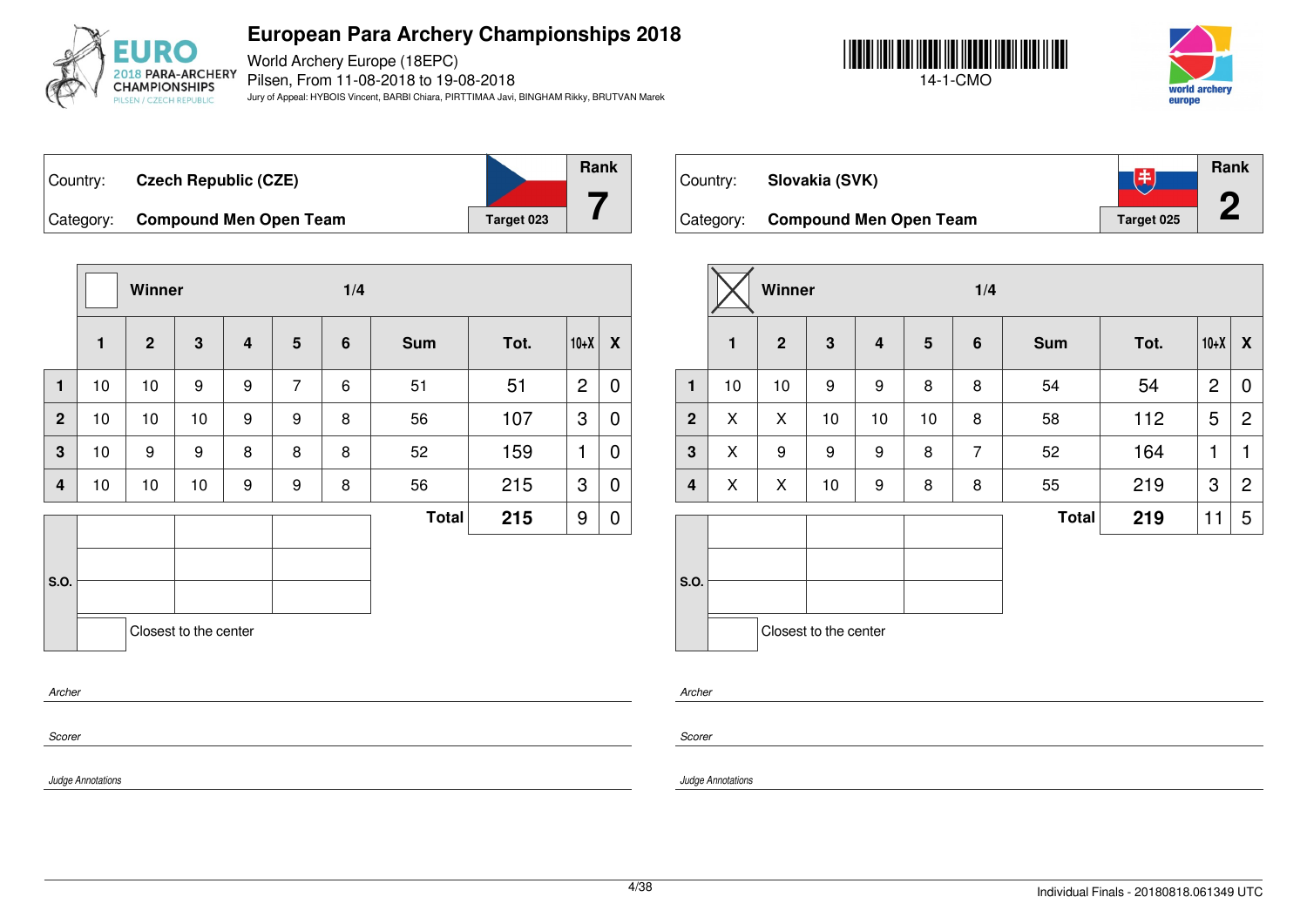# European Para Archery Championships 2018

World Archery Europe (18EPC)
Pilsen, From 11-08-2018 to 19-08-2018
Jury of Appeal: HYBOIS Vincent, BARBI Chiara, PIRTTIMAA Javi, BINGHAM Rikky, BRUTVAN Marek

14-1-CMO

Country: **Czech Republic (CZE)**
Category: **Compound Men Open Team**
Target 023
Rank **7**

Winner — 1/4

| | 1 | 2 | 3 | 4 | 5 | 6 | Sum | Tot. | 10+X | X |
|---|---|---|---|---|---|---|---|---|---|---|
| 1 | 10 | 10 | 9 | 9 | 7 | 6 | 51 | 51 | 2 | 0 |
| 2 | 10 | 10 | 10 | 9 | 9 | 8 | 56 | 107 | 3 | 0 |
| 3 | 10 | 9 | 9 | 8 | 8 | 8 | 52 | 159 | 1 | 0 |
| 4 | 10 | 10 | 10 | 9 | 9 | 8 | 56 | 215 | 3 | 0 |
| | | | | | | | **Total** | **215** | 9 | 0 |

S.O.

Closest to the center

*Archer*

*Scorer*

*Judge Annotations*

Country: **Slovakia (SVK)**
Category: **Compound Men Open Team**
Target 025
Rank **2**

Winner (X) — 1/4

| | 1 | 2 | 3 | 4 | 5 | 6 | Sum | Tot. | 10+X | X |
|---|---|---|---|---|---|---|---|---|---|---|
| 1 | 10 | 10 | 9 | 9 | 8 | 8 | 54 | 54 | 2 | 0 |
| 2 | X | X | 10 | 10 | 10 | 8 | 58 | 112 | 5 | 2 |
| 3 | X | 9 | 9 | 9 | 8 | 7 | 52 | 164 | 1 | 1 |
| 4 | X | X | 10 | 9 | 8 | 8 | 55 | 219 | 3 | 2 |
| | | | | | | | **Total** | **219** | 11 | 5 |

S.O.

Closest to the center

*Archer*

*Scorer*

*Judge Annotations*

Individual Finals - 20180818.061349 UTC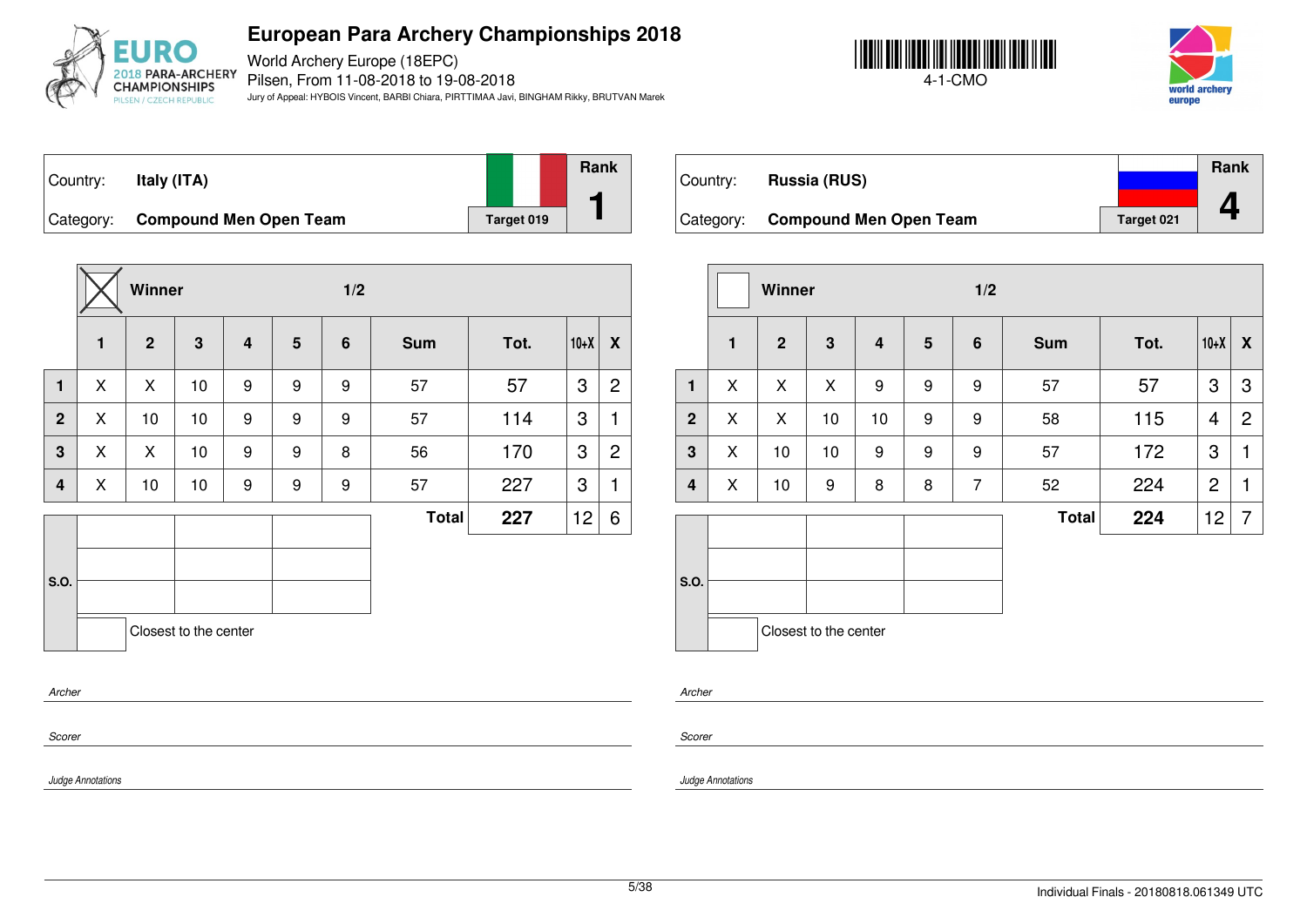# European Para Archery Championships 2018

World Archery Europe (18EPC)
Pilsen, From 11-08-2018 to 19-08-2018
Jury of Appeal: HYBOIS Vincent, BARBI Chiara, PIRTTIMAA Javi, BINGHAM Rikky, BRUTVAN Marek

4-1-CMO

| Country: | **Italy (ITA)** | Rank |
|---|---|---|
| Category: | **Compound Men Open Team** — Target 019 | **1** |

**Winner** (X) — 1/2

| | 1 | 2 | 3 | 4 | 5 | 6 | Sum | Tot. | 10+X | X |
|---|---|---|---|---|---|---|---|---|---|---|
| 1 | X | X | 10 | 9 | 9 | 9 | 57 | 57 | 3 | 2 |
| 2 | X | 10 | 10 | 9 | 9 | 9 | 57 | 114 | 3 | 1 |
| 3 | X | X | 10 | 9 | 9 | 8 | 56 | 170 | 3 | 2 |
| 4 | X | 10 | 10 | 9 | 9 | 9 | 57 | 227 | 3 | 1 |
| | | | | | | | **Total** | **227** | 12 | 6 |

S.O.

Closest to the center

*Archer*

*Scorer*

*Judge Annotations*

| Country: | **Russia (RUS)** | Rank |
|---|---|---|
| Category: | **Compound Men Open Team** — Target 021 | **4** |

**Winner** — 1/2

| | 1 | 2 | 3 | 4 | 5 | 6 | Sum | Tot. | 10+X | X |
|---|---|---|---|---|---|---|---|---|---|---|
| 1 | X | X | X | 9 | 9 | 9 | 57 | 57 | 3 | 3 |
| 2 | X | X | 10 | 10 | 9 | 9 | 58 | 115 | 4 | 2 |
| 3 | X | 10 | 10 | 9 | 9 | 9 | 57 | 172 | 3 | 1 |
| 4 | X | 10 | 9 | 8 | 8 | 7 | 52 | 224 | 2 | 1 |
| | | | | | | | **Total** | **224** | 12 | 7 |

S.O.

Closest to the center

*Archer*

*Scorer*

*Judge Annotations*

Individual Finals - 20180818.061349 UTC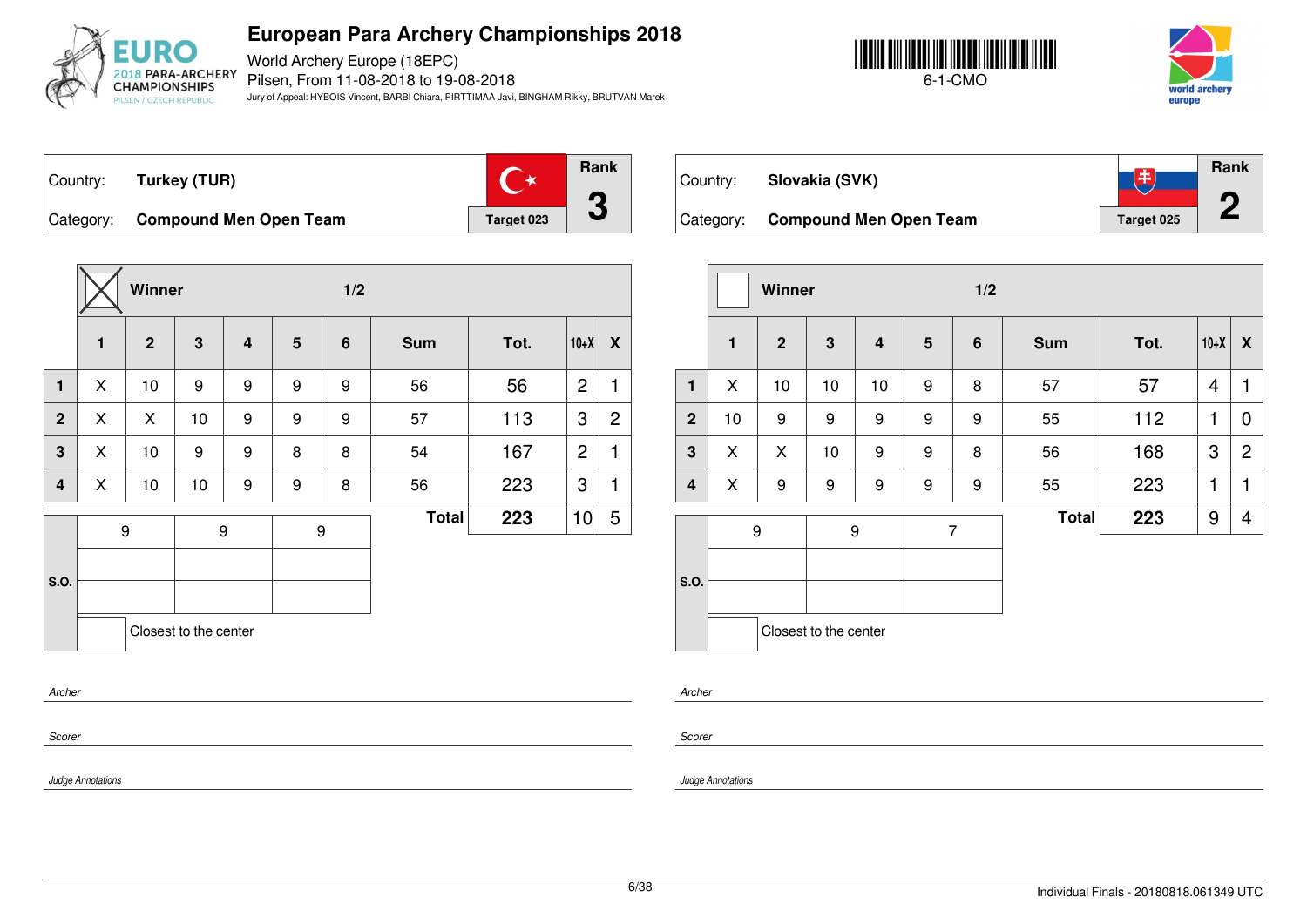# European Para Archery Championships 2018

World Archery Europe (18EPC)
Pilsen, From 11-08-2018 to 19-08-2018
Jury of Appeal: HYBOIS Vincent, BARBI Chiara, PIRTTIMAA Javi, BINGHAM Rikky, BRUTVAN Marek

6-1-CMO

| Country: | Turkey (TUR) | Rank |
|---|---|---|
| Category: | Compound Men Open Team | Target 023 | 3 |

Winner: X — 1/2

| | 1 | 2 | 3 | 4 | 5 | 6 | Sum | Tot. | 10+X | X |
|---|---|---|---|---|---|---|---|---|---|---|
| 1 | X | 10 | 9 | 9 | 9 | 9 | 56 | 56 | 2 | 1 |
| 2 | X | X | 10 | 9 | 9 | 9 | 57 | 113 | 3 | 2 |
| 3 | X | 10 | 9 | 9 | 8 | 8 | 54 | 167 | 2 | 1 |
| 4 | X | 10 | 10 | 9 | 9 | 8 | 56 | 223 | 3 | 1 |
| | | | | | | | Total | 223 | 10 | 5 |

| S.O. | | | |
|---|---|---|---|
| | 9 | 9 | 9 |
| | | | |
| | | | |

Closest to the center

*Archer*

*Scorer*

*Judge Annotations*

| Country: | Slovakia (SVK) | Rank |
|---|---|---|
| Category: | Compound Men Open Team | Target 025 | 2 |

Winner: — 1/2

| | 1 | 2 | 3 | 4 | 5 | 6 | Sum | Tot. | 10+X | X |
|---|---|---|---|---|---|---|---|---|---|---|
| 1 | X | 10 | 10 | 10 | 9 | 8 | 57 | 57 | 4 | 1 |
| 2 | 10 | 9 | 9 | 9 | 9 | 9 | 55 | 112 | 1 | 0 |
| 3 | X | X | 10 | 9 | 9 | 8 | 56 | 168 | 3 | 2 |
| 4 | X | 9 | 9 | 9 | 9 | 9 | 55 | 223 | 1 | 1 |
| | | | | | | | Total | 223 | 9 | 4 |

| S.O. | | | |
|---|---|---|---|
| | 9 | 9 | 7 |
| | | | |
| | | | |

Closest to the center

*Archer*

*Scorer*

*Judge Annotations*

Individual Finals - 20180818.061349 UTC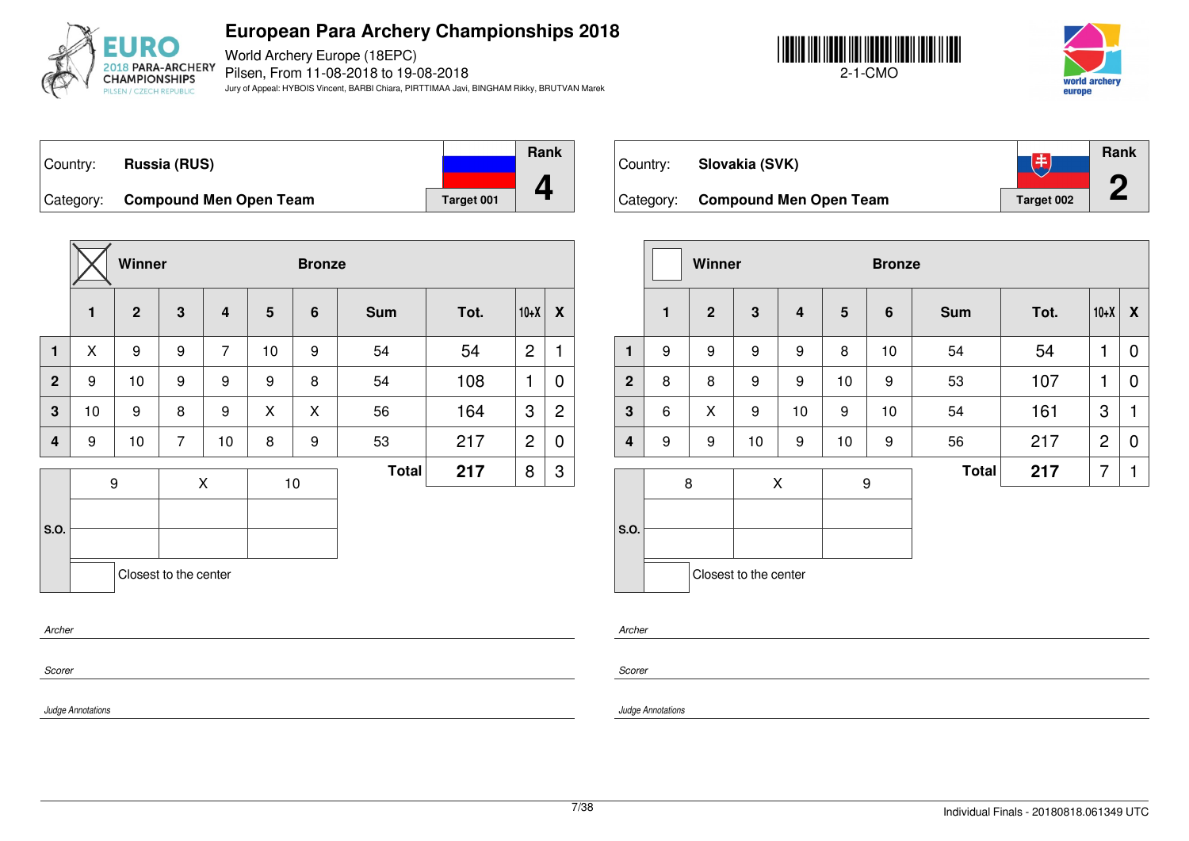# European Para Archery Championships 2018

World Archery Europe (18EPC)
Pilsen, From 11-08-2018 to 19-08-2018
Jury of Appeal: HYBOIS Vincent, BARBI Chiara, PIRTTIMAA Javi, BINGHAM Rikky, BRUTVAN Marek

2-1-CMO

Country: **Russia (RUS)**
Category: **Compound Men Open Team**
Target 001
Rank **4**

| | Winner ☒ | | | | Bronze | | | | | |
|---|---|---|---|---|---|---|---|---|---|---|
| | **1** | **2** | **3** | **4** | **5** | **6** | **Sum** | **Tot.** | **10+X** | **X** |
| **1** | X | 9 | 9 | 7 | 10 | 9 | 54 | 54 | 2 | 1 |
| **2** | 9 | 10 | 9 | 9 | 9 | 8 | 54 | 108 | 1 | 0 |
| **3** | 10 | 9 | 8 | 9 | X | X | 56 | 164 | 3 | 2 |
| **4** | 9 | 10 | 7 | 10 | 8 | 9 | 53 | 217 | 2 | 0 |
| | | | | | | | **Total** | **217** | 8 | 3 |

| S.O. | | | |
|---|---|---|---|
| | 9 | X | 10 |
| | | | |
| | | | |
| | ☐ Closest to the center | | |

*Archer*

*Scorer*

*Judge Annotations*

Country: **Slovakia (SVK)**
Category: **Compound Men Open Team**
Target 002
Rank **2**

| | Winner ☐ | | | | Bronze | | | | | |
|---|---|---|---|---|---|---|---|---|---|---|
| | **1** | **2** | **3** | **4** | **5** | **6** | **Sum** | **Tot.** | **10+X** | **X** |
| **1** | 9 | 9 | 9 | 9 | 8 | 10 | 54 | 54 | 1 | 0 |
| **2** | 8 | 8 | 9 | 9 | 10 | 9 | 53 | 107 | 1 | 0 |
| **3** | 6 | X | 9 | 10 | 9 | 10 | 54 | 161 | 3 | 1 |
| **4** | 9 | 9 | 10 | 9 | 10 | 9 | 56 | 217 | 2 | 0 |
| | | | | | | | **Total** | **217** | 7 | 1 |

| S.O. | | | |
|---|---|---|---|
| | 8 | X | 9 |
| | | | |
| | | | |
| | ☐ Closest to the center | | |

*Archer*

*Scorer*

*Judge Annotations*

Individual Finals - 20180818.061349 UTC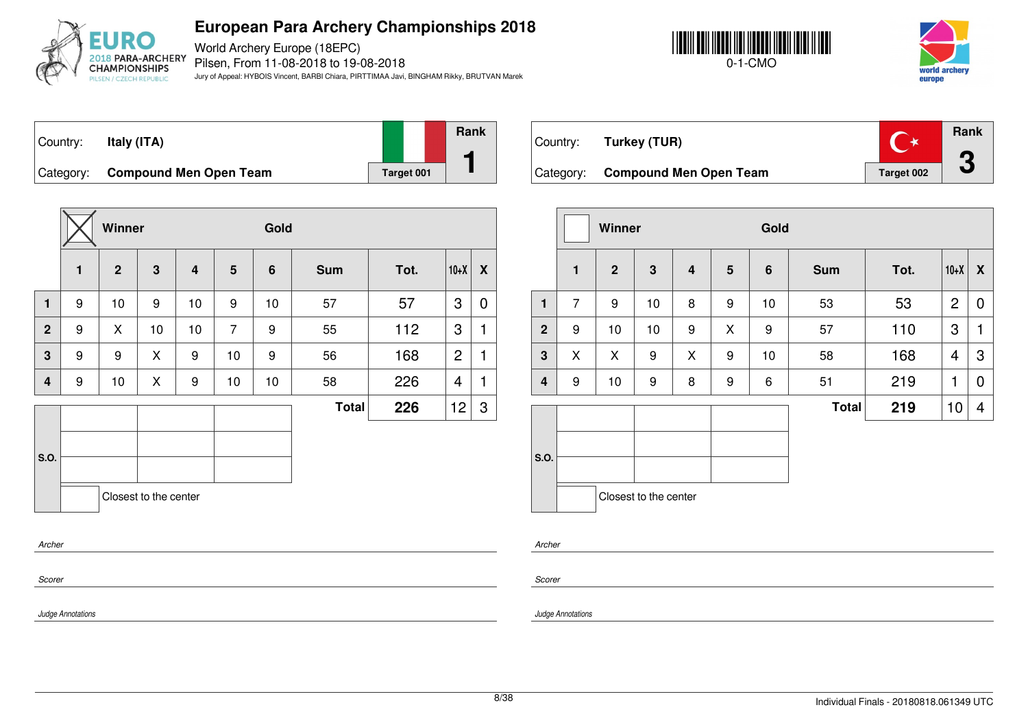# European Para Archery Championships 2018

World Archery Europe (18EPC)

Pilsen, From 11-08-2018 to 19-08-2018

Jury of Appeal: HYBOIS Vincent, BARBI Chiara, PIRTTIMAA Javi, BINGHAM Rikky, BRUTVAN Marek

0-1-CMO

| Country: | Italy (ITA) | Rank |
|---|---|---|
| Category: | Compound Men Open Team | Target 001 | 1 |

Winner: X

| | 1 | 2 | 3 | 4 | 5 | 6 | Sum | Tot. | 10+X | X |
|---|---|---|---|---|---|---|---|---|---|---|
| 1 | 9 | 10 | 9 | 10 | 9 | 10 | 57 | 57 | 3 | 0 |
| 2 | 9 | X | 10 | 10 | 7 | 9 | 55 | 112 | 3 | 1 |
| 3 | 9 | 9 | X | 9 | 10 | 9 | 56 | 168 | 2 | 1 |
| 4 | 9 | 10 | X | 9 | 10 | 10 | 58 | 226 | 4 | 1 |
| | | | | | | | Total | 226 | 12 | 3 |

S.O.

Closest to the center

*Archer*

*Scorer*

*Judge Annotations*

| Country: | Turkey (TUR) | Rank |
|---|---|---|
| Category: | Compound Men Open Team | Target 002 | 3 |

Winner:

| | 1 | 2 | 3 | 4 | 5 | 6 | Sum | Tot. | 10+X | X |
|---|---|---|---|---|---|---|---|---|---|---|
| 1 | 7 | 9 | 10 | 8 | 9 | 10 | 53 | 53 | 2 | 0 |
| 2 | 9 | 10 | 10 | 9 | X | 9 | 57 | 110 | 3 | 1 |
| 3 | X | X | 9 | X | 9 | 10 | 58 | 168 | 4 | 3 |
| 4 | 9 | 10 | 9 | 8 | 9 | 6 | 51 | 219 | 1 | 0 |
| | | | | | | | Total | 219 | 10 | 4 |

S.O.

Closest to the center

*Archer*

*Scorer*

*Judge Annotations*

Individual Finals - 20180818.061349 UTC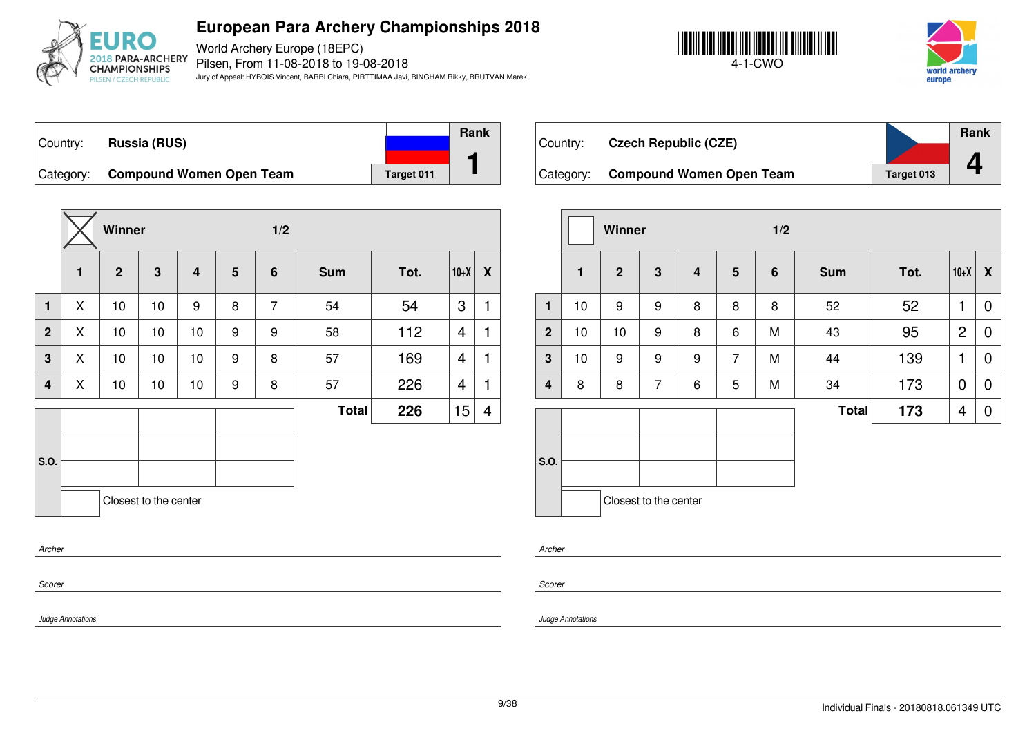# European Para Archery Championships 2018

World Archery Europe (18EPC)
Pilsen, From 11-08-2018 to 19-08-2018
Jury of Appeal: HYBOIS Vincent, BARBI Chiara, PIRTTIMAA Javi, BINGHAM Rikky, BRUTVAN Marek

4-1-CWO

| Country: | Russia (RUS) | | Rank |
|---|---|---|---|
| Category: | Compound Women Open Team | Target 011 | 1 |

| | Winner ☒ | | | | | 1/2 | | | | |
|---|---|---|---|---|---|---|---|---|---|---|
| | 1 | 2 | 3 | 4 | 5 | 6 | Sum | Tot. | 10+X | X |
| 1 | X | 10 | 10 | 9 | 8 | 7 | 54 | 54 | 3 | 1 |
| 2 | X | 10 | 10 | 10 | 9 | 9 | 58 | 112 | 4 | 1 |
| 3 | X | 10 | 10 | 10 | 9 | 8 | 57 | 169 | 4 | 1 |
| 4 | X | 10 | 10 | 10 | 9 | 8 | 57 | 226 | 4 | 1 |
| | | | | | | | Total | 226 | 15 | 4 |

S.O.

Closest to the center

*Archer*

*Scorer*

*Judge Annotations*

| Country: | Czech Republic (CZE) | | Rank |
|---|---|---|---|
| Category: | Compound Women Open Team | Target 013 | 4 |

| | Winner ☐ | | | | | 1/2 | | | | |
|---|---|---|---|---|---|---|---|---|---|---|
| | 1 | 2 | 3 | 4 | 5 | 6 | Sum | Tot. | 10+X | X |
| 1 | 10 | 9 | 9 | 8 | 8 | 8 | 52 | 52 | 1 | 0 |
| 2 | 10 | 10 | 9 | 8 | 6 | M | 43 | 95 | 2 | 0 |
| 3 | 10 | 9 | 9 | 9 | 7 | M | 44 | 139 | 1 | 0 |
| 4 | 8 | 8 | 7 | 6 | 5 | M | 34 | 173 | 0 | 0 |
| | | | | | | | Total | 173 | 4 | 0 |

S.O.

Closest to the center

*Archer*

*Scorer*

*Judge Annotations*

Individual Finals - 20180818.061349 UTC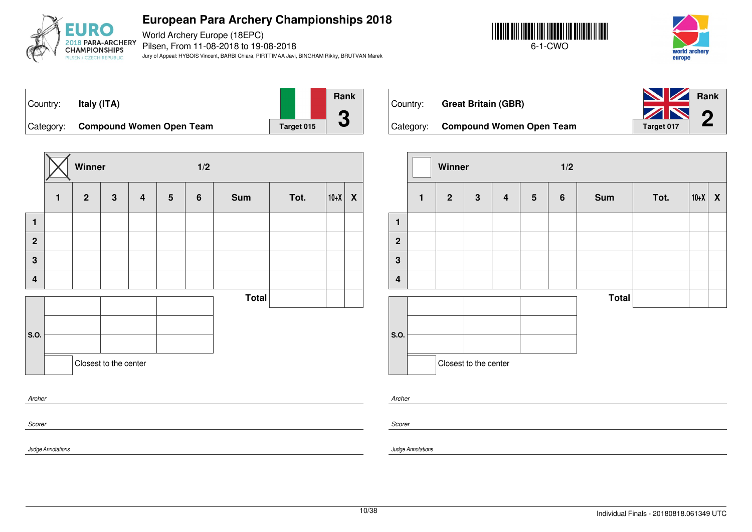# European Para Archery Championships 2018

World Archery Europe (18EPC)
Pilsen, From 11-08-2018 to 19-08-2018
Jury of Appeal: HYBOIS Vincent, BARBI Chiara, PIRTTIMAA Javi, BINGHAM Rikky, BRUTVAN Marek

6-1-CWO

| Country: | Italy (ITA) | | Rank |
|---|---|---|---|
| Category: | Compound Women Open Team | Target 015 | 3 |

☒ Winner — 1/2

| | 1 | 2 | 3 | 4 | 5 | 6 | Sum | Tot. | 10+X | X |
|---|---|---|---|---|---|---|---|---|---|---|
| 1 | | | | | | | | | | |
| 2 | | | | | | | | | | |
| 3 | | | | | | | | | | |
| 4 | | | | | | | | | | |
| | | | | | | | Total | | | |

| S.O. | | | |
|---|---|---|---|
| | | | |
| | | | |
| | | | |

☐ Closest to the center

*Archer*

*Scorer*

*Judge Annotations*

| Country: | Great Britain (GBR) | | Rank |
|---|---|---|---|
| Category: | Compound Women Open Team | Target 017 | 2 |

☐ Winner — 1/2

| | 1 | 2 | 3 | 4 | 5 | 6 | Sum | Tot. | 10+X | X |
|---|---|---|---|---|---|---|---|---|---|---|
| 1 | | | | | | | | | | |
| 2 | | | | | | | | | | |
| 3 | | | | | | | | | | |
| 4 | | | | | | | | | | |
| | | | | | | | Total | | | |

| S.O. | | | |
|---|---|---|---|
| | | | |
| | | | |
| | | | |

☐ Closest to the center

*Archer*

*Scorer*

*Judge Annotations*

Individual Finals - 20180818.061349 UTC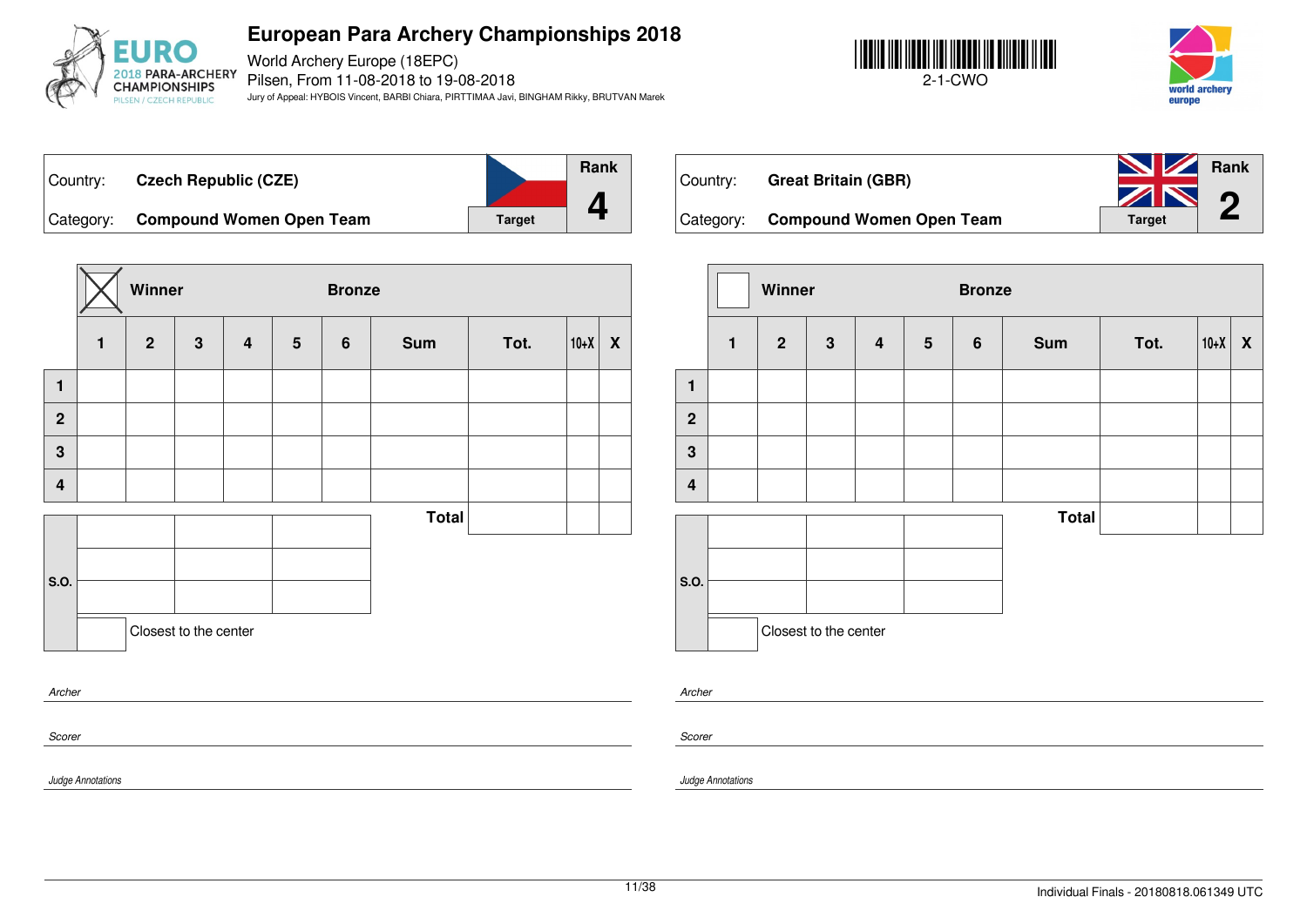# European Para Archery Championships 2018

World Archery Europe (18EPC)
Pilsen, From 11-08-2018 to 19-08-2018
Jury of Appeal: HYBOIS Vincent, BARBI Chiara, PIRTTIMAA Javi, BINGHAM Rikky, BRUTVAN Marek

2-1-CWO

| Country: | Czech Republic (CZE) | Rank |
|---|---|---|
| Category: | Compound Women Open Team | 4 |
| | Target | |

| ☒ | Winner | | | Bronze | | | | | |
|---|---|---|---|---|---|---|---|---|---|
| | 1 | 2 | 3 | 4 | 5 | 6 | Sum | Tot. | 10+X | X |
| 1 | | | | | | | | | | |
| 2 | | | | | | | | | | |
| 3 | | | | | | | | | | |
| 4 | | | | | | | | | | |
| | | | | | | | Total | | | |

| S.O. | | | |
|---|---|---|---|
| | | | |
| | | | |
| | | | |
| | ☐ Closest to the center | | |

*Archer*

*Scorer*

*Judge Annotations*

| Country: | Great Britain (GBR) | Rank |
|---|---|---|
| Category: | Compound Women Open Team | 2 |
| | Target | |

| ☐ | Winner | | | Bronze | | | | | |
|---|---|---|---|---|---|---|---|---|---|
| | 1 | 2 | 3 | 4 | 5 | 6 | Sum | Tot. | 10+X | X |
| 1 | | | | | | | | | | |
| 2 | | | | | | | | | | |
| 3 | | | | | | | | | | |
| 4 | | | | | | | | | | |
| | | | | | | | Total | | | |

| S.O. | | | |
|---|---|---|---|
| | | | |
| | | | |
| | | | |
| | ☐ Closest to the center | | |

*Archer*

*Scorer*

*Judge Annotations*

Individual Finals - 20180818.061349 UTC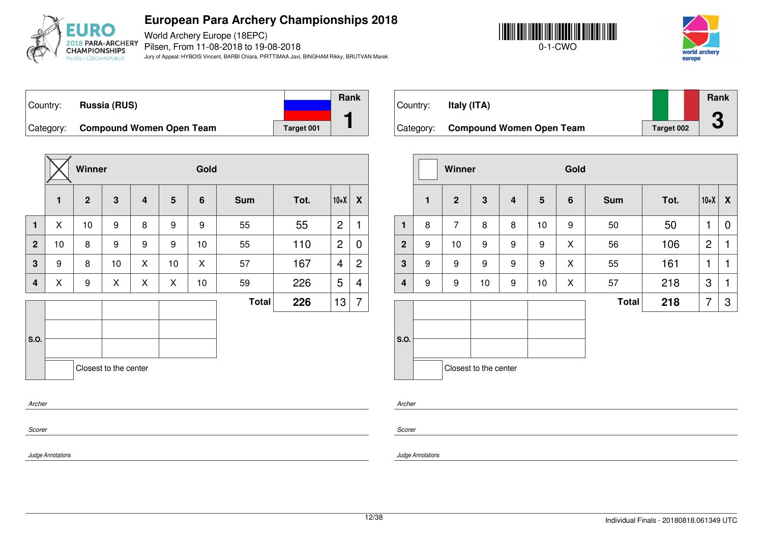# European Para Archery Championships 2018

World Archery Europe (18EPC)
Pilsen, From 11-08-2018 to 19-08-2018
Jury of Appeal: HYBOIS Vincent, BARBI Chiara, PIRTTIMAA Javi, BINGHAM Rikky, BRUTVAN Marek

0-1-CWO

| Country: | Russia (RUS) | Rank |
|---|---|---|
| Category: | Compound Women Open Team (Target 001) | 1 |

Winner: X

| | 1 | 2 | 3 | 4 | 5 | 6 | Sum | Tot. | 10+X | X |
|---|---|---|---|---|---|---|---|---|---|---|
| 1 | X | 10 | 9 | 8 | 9 | 9 | 55 | 55 | 2 | 1 |
| 2 | 10 | 8 | 9 | 9 | 9 | 10 | 55 | 110 | 2 | 0 |
| 3 | 9 | 8 | 10 | X | 10 | X | 57 | 167 | 4 | 2 |
| 4 | X | 9 | X | X | X | 10 | 59 | 226 | 5 | 4 |
| | | | | | | | **Total** | **226** | 13 | 7 |

S.O.

Closest to the center

*Archer*

*Scorer*

*Judge Annotations*

| Country: | Italy (ITA) | Rank |
|---|---|---|
| Category: | Compound Women Open Team (Target 002) | 3 |

Winner:

| | 1 | 2 | 3 | 4 | 5 | 6 | Sum | Tot. | 10+X | X |
|---|---|---|---|---|---|---|---|---|---|---|
| 1 | 8 | 7 | 8 | 8 | 10 | 9 | 50 | 50 | 1 | 0 |
| 2 | 9 | 10 | 9 | 9 | 9 | X | 56 | 106 | 2 | 1 |
| 3 | 9 | 9 | 9 | 9 | 9 | X | 55 | 161 | 1 | 1 |
| 4 | 9 | 9 | 10 | 9 | 10 | X | 57 | 218 | 3 | 1 |
| | | | | | | | **Total** | **218** | 7 | 3 |

S.O.

Closest to the center

*Archer*

*Scorer*

*Judge Annotations*

Individual Finals - 20180818.061349 UTC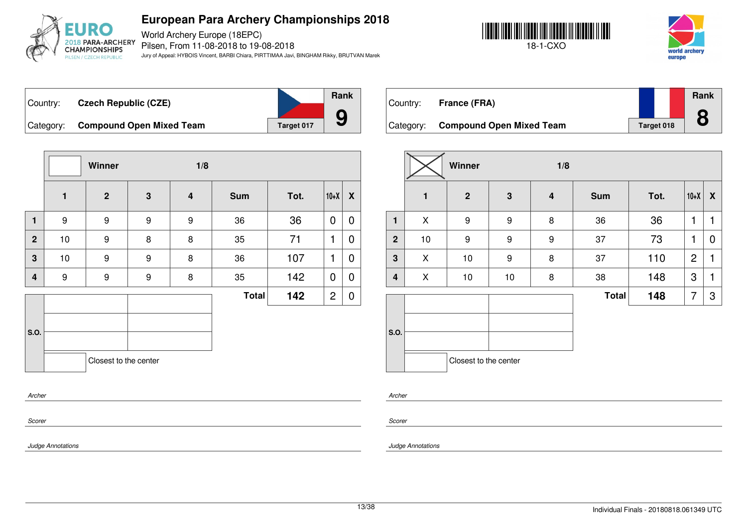# European Para Archery Championships 2018

World Archery Europe (18EPC)
Pilsen, From 11-08-2018 to 19-08-2018
Jury of Appeal: HYBOIS Vincent, BARBI Chiara, PIRTTIMAA Javi, BINGHAM Rikky, BRUTVAN Marek

18-1-CXO

| Country: | Czech Republic (CZE) | Target 017 | Rank |
|---|---|---|---|
| Category: | Compound Open Mixed Team | | 9 |

Winner — 1/8

| | 1 | 2 | 3 | 4 | Sum | Tot. | 10+X | X |
|---|---|---|---|---|---|---|---|---|
| 1 | 9 | 9 | 9 | 9 | 36 | 36 | 0 | 0 |
| 2 | 10 | 9 | 8 | 8 | 35 | 71 | 1 | 0 |
| 3 | 10 | 9 | 9 | 8 | 36 | 107 | 1 | 0 |
| 4 | 9 | 9 | 9 | 8 | 35 | 142 | 0 | 0 |
| | | | | | **Total** | **142** | 2 | 0 |

S.O.

Closest to the center

*Archer*

*Scorer*

*Judge Annotations*

| Country: | France (FRA) | Target 018 | Rank |
|---|---|---|---|
| Category: | Compound Open Mixed Team | | 8 |

Winner (X) — 1/8

| | 1 | 2 | 3 | 4 | Sum | Tot. | 10+X | X |
|---|---|---|---|---|---|---|---|---|
| 1 | X | 9 | 9 | 8 | 36 | 36 | 1 | 1 |
| 2 | 10 | 9 | 9 | 9 | 37 | 73 | 1 | 0 |
| 3 | X | 10 | 9 | 8 | 37 | 110 | 2 | 1 |
| 4 | X | 10 | 10 | 8 | 38 | 148 | 3 | 1 |
| | | | | | **Total** | **148** | 7 | 3 |

S.O.

Closest to the center

*Archer*

*Scorer*

*Judge Annotations*

Individual Finals - 20180818.061349 UTC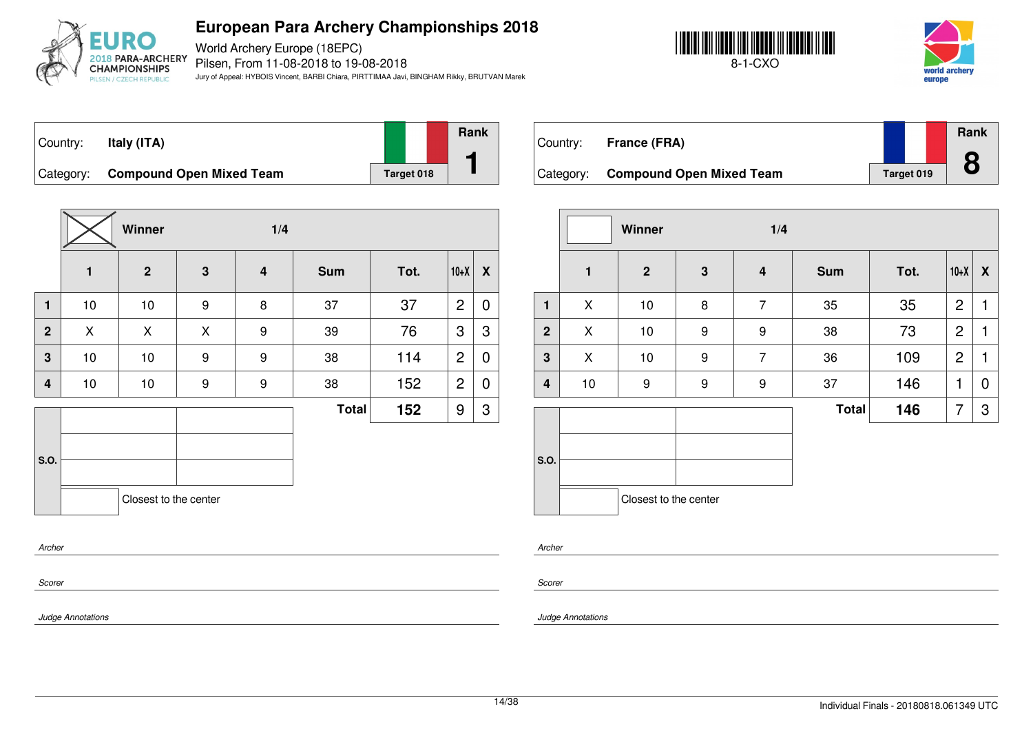# European Para Archery Championships 2018

World Archery Europe (18EPC)
Pilsen, From 11-08-2018 to 19-08-2018
Jury of Appeal: HYBOIS Vincent, BARBI Chiara, PIRTTIMAA Javi, BINGHAM Rikky, BRUTVAN Marek

8-1-CXO

| Country: | Italy (ITA) | Rank |
|---|---|---|
| Category: | **Compound Open Mixed Team** | **1** |
| | Target 018 | |

**Winner** — 1/4

| | 1 | 2 | 3 | 4 | Sum | Tot. | 10+X | X |
|---|---|---|---|---|---|---|---|---|
| 1 | 10 | 10 | 9 | 8 | 37 | 37 | 2 | 0 |
| 2 | X | X | X | 9 | 39 | 76 | 3 | 3 |
| 3 | 10 | 10 | 9 | 9 | 38 | 114 | 2 | 0 |
| 4 | 10 | 10 | 9 | 9 | 38 | 152 | 2 | 0 |
| | | | | | **Total** | **152** | 9 | 3 |

S.O.

Closest to the center

*Archer*

*Scorer*

*Judge Annotations*

| Country: | France (FRA) | Rank |
|---|---|---|
| Category: | **Compound Open Mixed Team** | **8** |
| | Target 019 | |

**Winner** — 1/4

| | 1 | 2 | 3 | 4 | Sum | Tot. | 10+X | X |
|---|---|---|---|---|---|---|---|---|
| 1 | X | 10 | 8 | 7 | 35 | 35 | 2 | 1 |
| 2 | X | 10 | 9 | 9 | 38 | 73 | 2 | 1 |
| 3 | X | 10 | 9 | 7 | 36 | 109 | 2 | 1 |
| 4 | 10 | 9 | 9 | 9 | 37 | 146 | 1 | 0 |
| | | | | | **Total** | **146** | 7 | 3 |

S.O.

Closest to the center

*Archer*

*Scorer*

*Judge Annotations*

Individual Finals - 20180818.061349 UTC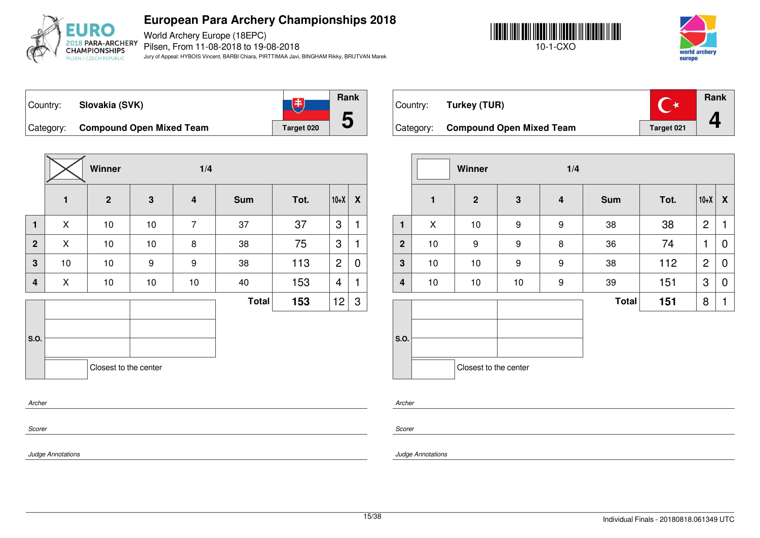# European Para Archery Championships 2018

World Archery Europe (18EPC)
Pilsen, From 11-08-2018 to 19-08-2018
Jury of Appeal: HYBOIS Vincent, BARBI Chiara, PIRTTIMAA Javi, BINGHAM Rikky, BRUTVAN Marek

10-1-CXO

| Country: | **Slovakia (SVK)** | Target 020 | Rank **5** |
|---|---|---|---|
| Category: | **Compound Open Mixed Team** | | |

Winner: X — 1/4

| | 1 | 2 | 3 | 4 | Sum | Tot. | 10+X | X |
|---|---|---|---|---|---|---|---|---|
| 1 | X | 10 | 10 | 7 | 37 | 37 | 3 | 1 |
| 2 | X | 10 | 10 | 8 | 38 | 75 | 3 | 1 |
| 3 | 10 | 10 | 9 | 9 | 38 | 113 | 2 | 0 |
| 4 | X | 10 | 10 | 10 | 40 | 153 | 4 | 1 |
| | | | | | **Total** | **153** | 12 | 3 |

S.O.

Closest to the center

*Archer*

*Scorer*

*Judge Annotations*

| Country: | **Turkey (TUR)** | Target 021 | Rank **4** |
|---|---|---|---|
| Category: | **Compound Open Mixed Team** | | |

Winner: — 1/4

| | 1 | 2 | 3 | 4 | Sum | Tot. | 10+X | X |
|---|---|---|---|---|---|---|---|---|
| 1 | X | 10 | 9 | 9 | 38 | 38 | 2 | 1 |
| 2 | 10 | 9 | 9 | 8 | 36 | 74 | 1 | 0 |
| 3 | 10 | 10 | 9 | 9 | 38 | 112 | 2 | 0 |
| 4 | 10 | 10 | 10 | 9 | 39 | 151 | 3 | 0 |
| | | | | | **Total** | **151** | 8 | 1 |

S.O.

Closest to the center

*Archer*

*Scorer*

*Judge Annotations*

Individual Finals - 20180818.061349 UTC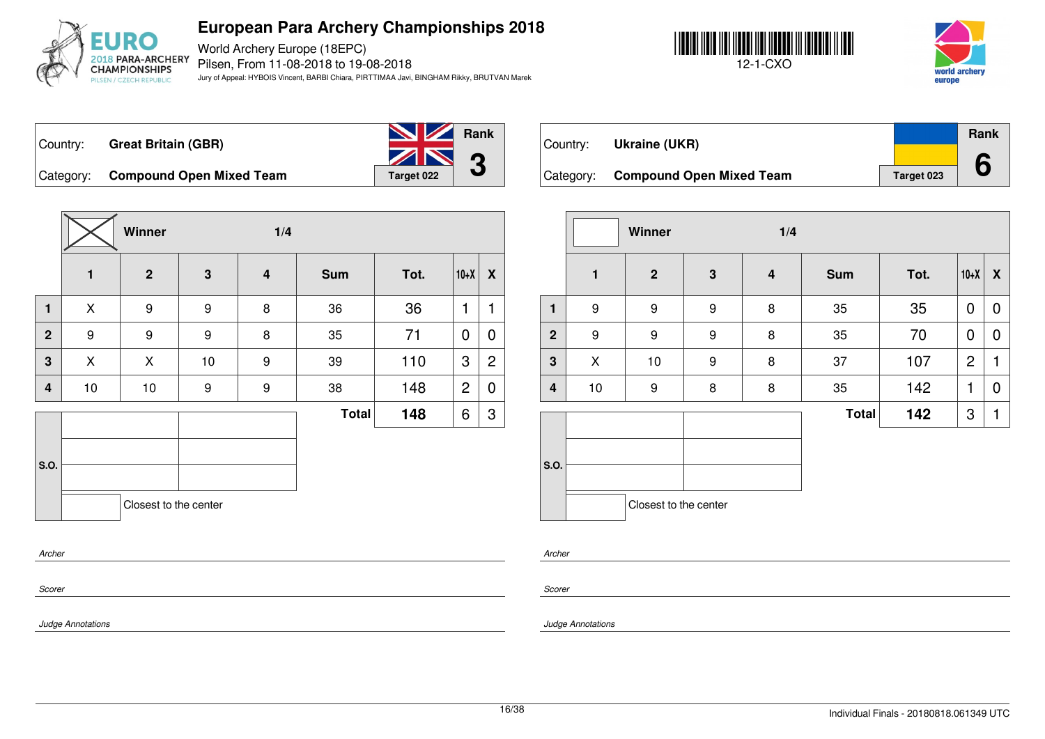# European Para Archery Championships 2018

World Archery Europe (18EPC)
Pilsen, From 11-08-2018 to 19-08-2018
Jury of Appeal: HYBOIS Vincent, BARBI Chiara, PIRTTIMAA Javi, BINGHAM Rikky, BRUTVAN Marek

12-1-CXO

| Country: | **Great Britain (GBR)** | | **Rank** |
|---|---|---|---|
| Category: | **Compound Open Mixed Team** | **Target 022** | **3** |

| | Winner (X) | | 1/4 | | | | | |
|---|---|---|---|---|---|---|---|---|
| | **1** | **2** | **3** | **4** | **Sum** | **Tot.** | **10+X** | **X** |
| **1** | X | 9 | 9 | 8 | 36 | 36 | 1 | 1 |
| **2** | 9 | 9 | 9 | 8 | 35 | 71 | 0 | 0 |
| **3** | X | X | 10 | 9 | 39 | 110 | 3 | 2 |
| **4** | 10 | 10 | 9 | 9 | 38 | 148 | 2 | 0 |
| | | | | | **Total** | **148** | 6 | 3 |

S.O.

Closest to the center

*Archer*

*Scorer*

*Judge Annotations*

| Country: | **Ukraine (UKR)** | | **Rank** |
|---|---|---|---|
| Category: | **Compound Open Mixed Team** | **Target 023** | **6** |

| | Winner | | 1/4 | | | | | |
|---|---|---|---|---|---|---|---|---|
| | **1** | **2** | **3** | **4** | **Sum** | **Tot.** | **10+X** | **X** |
| **1** | 9 | 9 | 9 | 8 | 35 | 35 | 0 | 0 |
| **2** | 9 | 9 | 9 | 8 | 35 | 70 | 0 | 0 |
| **3** | X | 10 | 9 | 8 | 37 | 107 | 2 | 1 |
| **4** | 10 | 9 | 8 | 8 | 35 | 142 | 1 | 0 |
| | | | | | **Total** | **142** | 3 | 1 |

S.O.

Closest to the center

*Archer*

*Scorer*

*Judge Annotations*

Individual Finals - 20180818.061349 UTC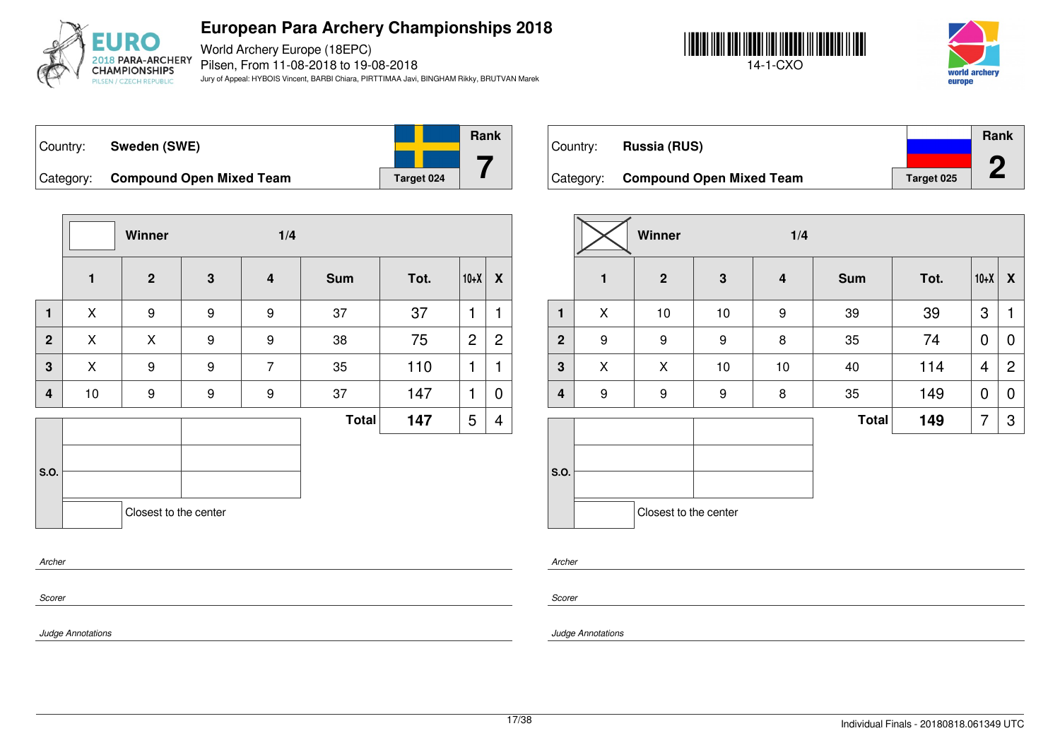# European Para Archery Championships 2018

World Archery Europe (18EPC)
Pilsen, From 11-08-2018 to 19-08-2018
Jury of Appeal: HYBOIS Vincent, BARBI Chiara, PIRTTIMAA Javi, BINGHAM Rikky, BRUTVAN Marek

14-1-CXO

---

**Country:** Sweden (SWE)
**Category:** Compound Open Mixed Team
**Target 024**
**Rank 7**

Winner — 1/4

| | 1 | 2 | 3 | 4 | Sum | Tot. | 10+X | X |
|---|---|---|---|---|---|---|---|---|
| 1 | X | 9 | 9 | 9 | 37 | 37 | 1 | 1 |
| 2 | X | X | 9 | 9 | 38 | 75 | 2 | 2 |
| 3 | X | 9 | 9 | 7 | 35 | 110 | 1 | 1 |
| 4 | 10 | 9 | 9 | 9 | 37 | 147 | 1 | 0 |
| | | | | | **Total** | **147** | 5 | 4 |

S.O.

Closest to the center

*Archer*

*Scorer*

*Judge Annotations*

---

**Country:** Russia (RUS)
**Category:** Compound Open Mixed Team
**Target 025**
**Rank 2**

Winner (X) — 1/4

| | 1 | 2 | 3 | 4 | Sum | Tot. | 10+X | X |
|---|---|---|---|---|---|---|---|---|
| 1 | X | 10 | 10 | 9 | 39 | 39 | 3 | 1 |
| 2 | 9 | 9 | 9 | 8 | 35 | 74 | 0 | 0 |
| 3 | X | X | 10 | 10 | 40 | 114 | 4 | 2 |
| 4 | 9 | 9 | 9 | 8 | 35 | 149 | 0 | 0 |
| | | | | | **Total** | **149** | 7 | 3 |

S.O.

Closest to the center

*Archer*

*Scorer*

*Judge Annotations*

Individual Finals - 20180818.061349 UTC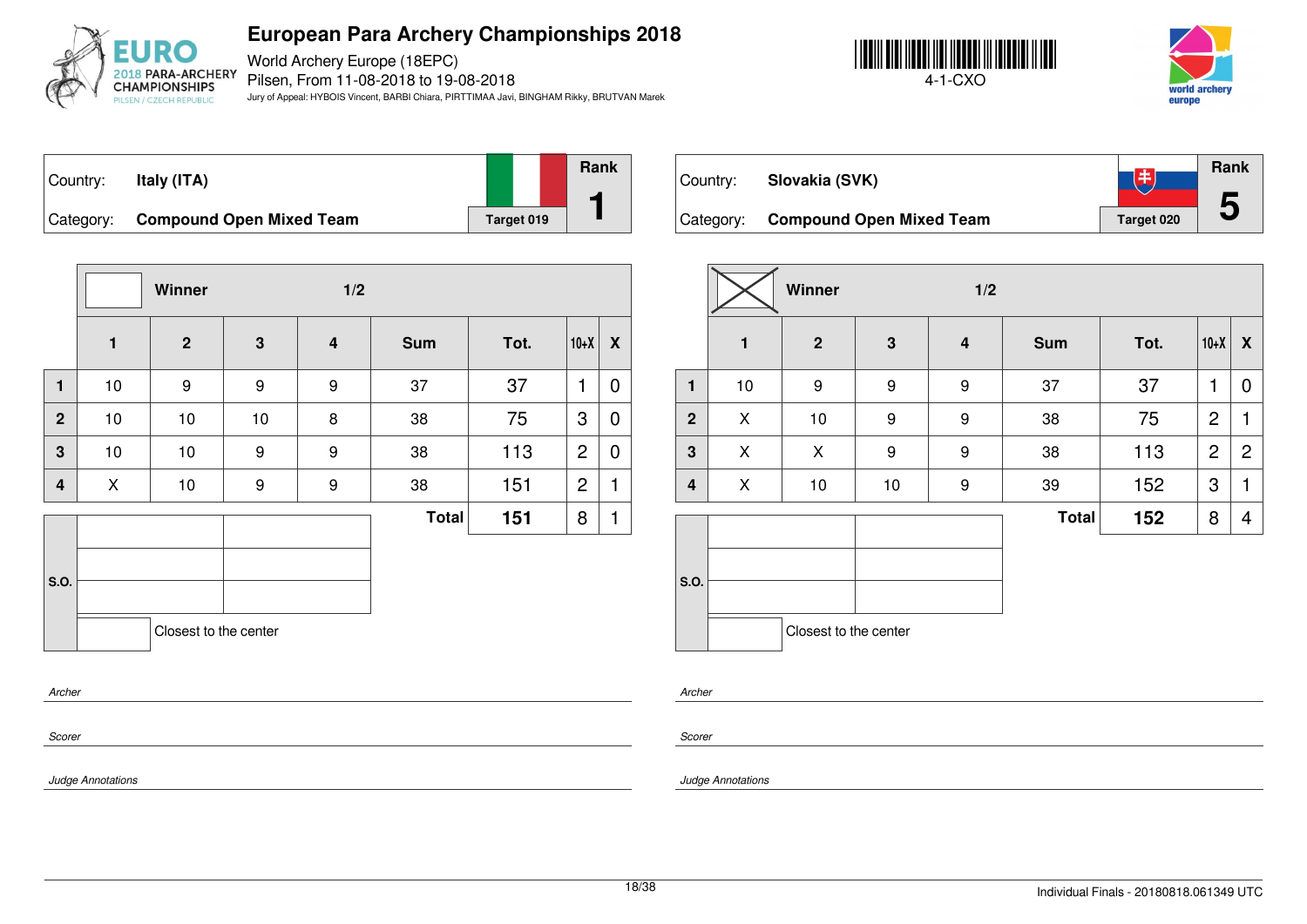# European Para Archery Championships 2018

World Archery Europe (18EPC)
Pilsen, From 11-08-2018 to 19-08-2018
Jury of Appeal: HYBOIS Vincent, BARBI Chiara, PIRTTIMAA Javi, BINGHAM Rikky, BRUTVAN Marek

4-1-CXO

| Country: | Italy (ITA) | Rank |
|---|---|---|
| Category: | Compound Open Mixed Team | Target 019 | 1 |

| | Winner | | 1/2 | | | | | |
|---|---|---|---|---|---|---|---|---|
| | 1 | 2 | 3 | 4 | Sum | Tot. | 10+X | X |
| 1 | 10 | 9 | 9 | 9 | 37 | 37 | 1 | 0 |
| 2 | 10 | 10 | 10 | 8 | 38 | 75 | 3 | 0 |
| 3 | 10 | 10 | 9 | 9 | 38 | 113 | 2 | 0 |
| 4 | X | 10 | 9 | 9 | 38 | 151 | 2 | 1 |
| | | | | | Total | 151 | 8 | 1 |

S.O.

Closest to the center

*Archer*

*Scorer*

*Judge Annotations*

| Country: | Slovakia (SVK) | Rank |
|---|---|---|
| Category: | Compound Open Mixed Team | Target 020 | 5 |

| | Winner (X) | | 1/2 | | | | | |
|---|---|---|---|---|---|---|---|---|
| | 1 | 2 | 3 | 4 | Sum | Tot. | 10+X | X |
| 1 | 10 | 9 | 9 | 9 | 37 | 37 | 1 | 0 |
| 2 | X | 10 | 9 | 9 | 38 | 75 | 2 | 1 |
| 3 | X | X | 9 | 9 | 38 | 113 | 2 | 2 |
| 4 | X | 10 | 10 | 9 | 39 | 152 | 3 | 1 |
| | | | | | Total | 152 | 8 | 4 |

S.O.

Closest to the center

*Archer*

*Scorer*

*Judge Annotations*

Individual Finals - 20180818.061349 UTC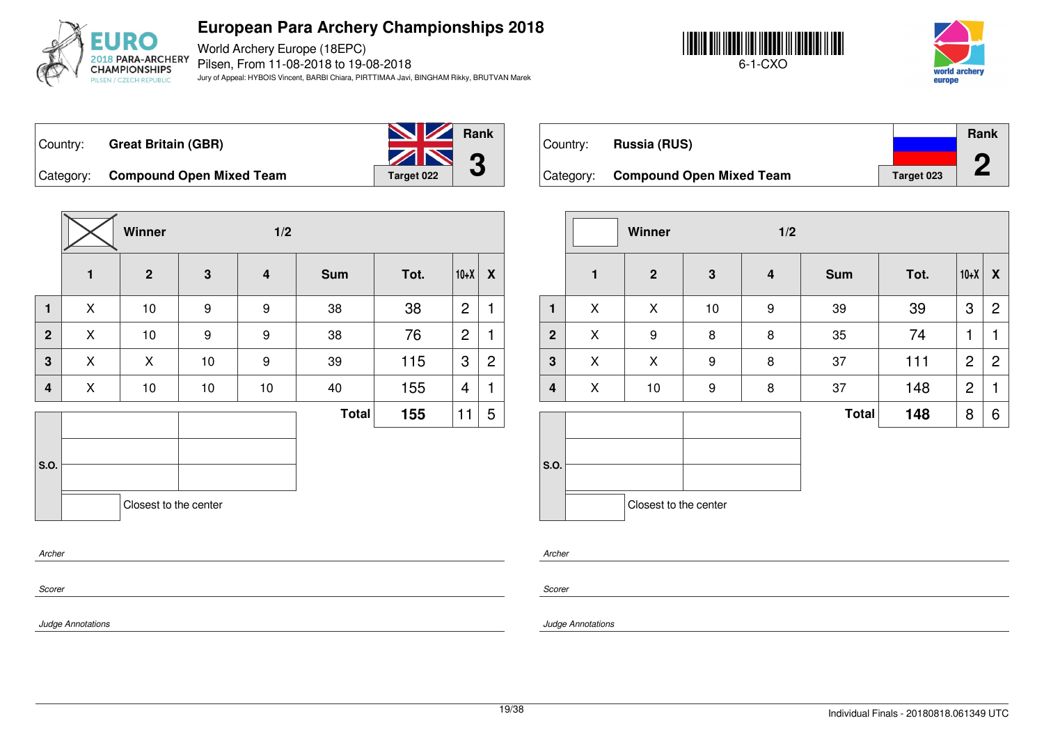# European Para Archery Championships 2018

World Archery Europe (18EPC)
Pilsen, From 11-08-2018 to 19-08-2018
Jury of Appeal: HYBOIS Vincent, BARBI Chiara, PIRTTIMAA Javi, BINGHAM Rikky, BRUTVAN Marek

6-1-CXO

| Country: | Great Britain (GBR) | Rank |
|---|---|---|
| Category: | Compound Open Mixed Team | Target 022 | 3 |

Winner (X) — 1/2

| | 1 | 2 | 3 | 4 | Sum | Tot. | 10+X | X |
|---|---|---|---|---|---|---|---|---|
| 1 | X | 10 | 9 | 9 | 38 | 38 | 2 | 1 |
| 2 | X | 10 | 9 | 9 | 38 | 76 | 2 | 1 |
| 3 | X | X | 10 | 9 | 39 | 115 | 3 | 2 |
| 4 | X | 10 | 10 | 10 | 40 | 155 | 4 | 1 |
| | | | | | **Total** | **155** | 11 | 5 |

S.O.

Closest to the center

*Archer*

*Scorer*

*Judge Annotations*

| Country: | Russia (RUS) | Rank |
|---|---|---|
| Category: | Compound Open Mixed Team | Target 023 | 2 |

Winner — 1/2

| | 1 | 2 | 3 | 4 | Sum | Tot. | 10+X | X |
|---|---|---|---|---|---|---|---|---|
| 1 | X | X | 10 | 9 | 39 | 39 | 3 | 2 |
| 2 | X | 9 | 8 | 8 | 35 | 74 | 1 | 1 |
| 3 | X | X | 9 | 8 | 37 | 111 | 2 | 2 |
| 4 | X | 10 | 9 | 8 | 37 | 148 | 2 | 1 |
| | | | | | **Total** | **148** | 8 | 6 |

S.O.

Closest to the center

*Archer*

*Scorer*

*Judge Annotations*

Individual Finals - 20180818.061349 UTC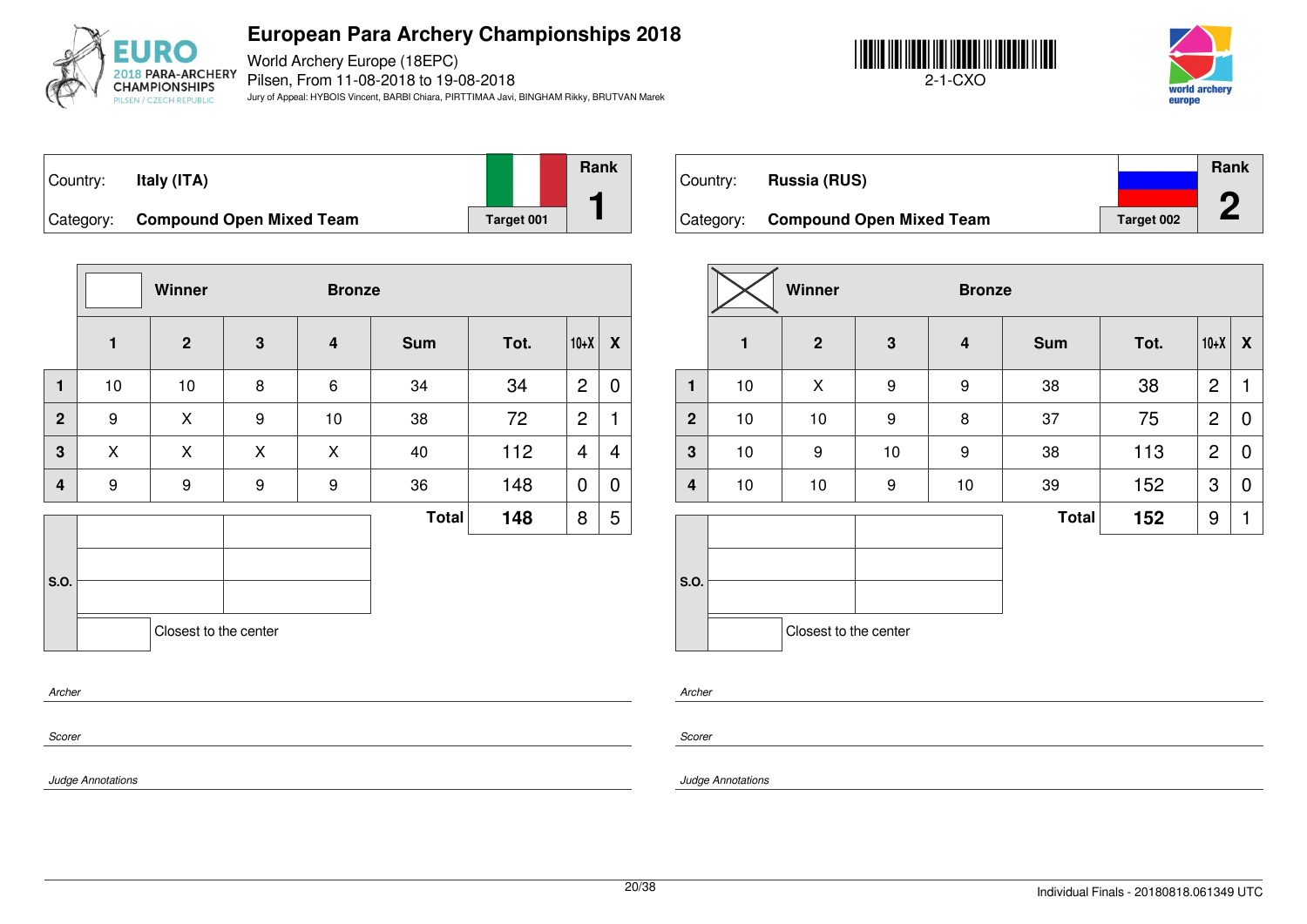# European Para Archery Championships 2018

World Archery Europe (18EPC)
Pilsen, From 11-08-2018 to 19-08-2018
Jury of Appeal: HYBOIS Vincent, BARBI Chiara, PIRTTIMAA Javi, BINGHAM Rikky, BRUTVAN Marek

2-1-CXO

Country: **Italy (ITA)**
Category: **Compound Open Mixed Team**
Target 001
Rank **1**

| | Winner | | Bronze | | | | | |
|---|---|---|---|---|---|---|---|---|
| | 1 | 2 | 3 | 4 | Sum | Tot. | 10+X | X |
| 1 | 10 | 10 | 8 | 6 | 34 | 34 | 2 | 0 |
| 2 | 9 | X | 9 | 10 | 38 | 72 | 2 | 1 |
| 3 | X | X | X | X | 40 | 112 | 4 | 4 |
| 4 | 9 | 9 | 9 | 9 | 36 | 148 | 0 | 0 |
| | | | | | Total | 148 | 8 | 5 |

S.O.

Closest to the center

*Archer*

*Scorer*

*Judge Annotations*

Country: **Russia (RUS)**
Category: **Compound Open Mixed Team**
Target 002
Rank **2**

| | Winner | | Bronze | | | | | |
|---|---|---|---|---|---|---|---|---|
| | 1 | 2 | 3 | 4 | Sum | Tot. | 10+X | X |
| 1 | 10 | X | 9 | 9 | 38 | 38 | 2 | 1 |
| 2 | 10 | 10 | 9 | 8 | 37 | 75 | 2 | 0 |
| 3 | 10 | 9 | 10 | 9 | 38 | 113 | 2 | 0 |
| 4 | 10 | 10 | 9 | 10 | 39 | 152 | 3 | 0 |
| | | | | | Total | 152 | 9 | 1 |

S.O.

Closest to the center

*Archer*

*Scorer*

*Judge Annotations*

Individual Finals - 20180818.061349 UTC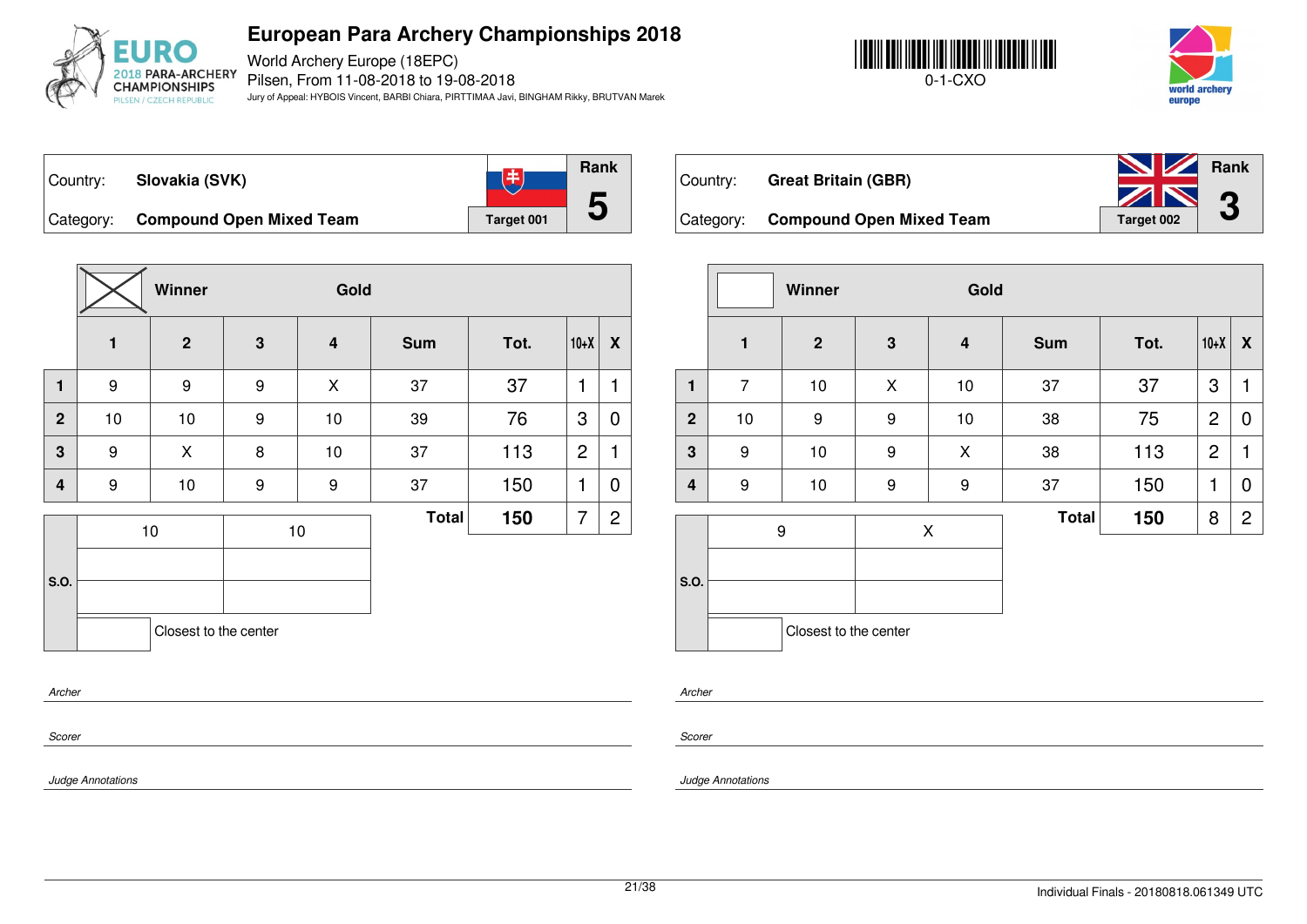# European Para Archery Championships 2018

World Archery Europe (18EPC)
Pilsen, From 11-08-2018 to 19-08-2018
Jury of Appeal: HYBOIS Vincent, BARBI Chiara, PIRTTIMAA Javi, BINGHAM Rikky, BRUTVAN Marek

0-1-CXO

| Country: | **Slovakia (SVK)** | Rank |
|---|---|---|
| Category: | **Compound Open Mixed Team** | Target 001 | **5** |

| | X Winner | | Gold | | | | | |
|---|---|---|---|---|---|---|---|---|
| | **1** | **2** | **3** | **4** | **Sum** | **Tot.** | **10+X** | **X** |
| **1** | 9 | 9 | 9 | X | 37 | 37 | 1 | 1 |
| **2** | 10 | 10 | 9 | 10 | 39 | 76 | 3 | 0 |
| **3** | 9 | X | 8 | 10 | 37 | 113 | 2 | 1 |
| **4** | 9 | 10 | 9 | 9 | 37 | 150 | 1 | 0 |
| | | | | | **Total** | **150** | 7 | 2 |

| S.O. | | |
|---|---|---|
| | 10 | 10 |
| | | |
| | | |
| | | Closest to the center |

*Archer*

*Scorer*

*Judge Annotations*

| Country: | **Great Britain (GBR)** | Rank |
|---|---|---|
| Category: | **Compound Open Mixed Team** | Target 002 | **3** |

| | Winner | | Gold | | | | | |
|---|---|---|---|---|---|---|---|---|
| | **1** | **2** | **3** | **4** | **Sum** | **Tot.** | **10+X** | **X** |
| **1** | 7 | 10 | X | 10 | 37 | 37 | 3 | 1 |
| **2** | 10 | 9 | 9 | 10 | 38 | 75 | 2 | 0 |
| **3** | 9 | 10 | 9 | X | 38 | 113 | 2 | 1 |
| **4** | 9 | 10 | 9 | 9 | 37 | 150 | 1 | 0 |
| | | | | | **Total** | **150** | 8 | 2 |

| S.O. | | |
|---|---|---|
| | 9 | X |
| | | |
| | | |
| | | Closest to the center |

*Archer*

*Scorer*

*Judge Annotations*

Individual Finals - 20180818.061349 UTC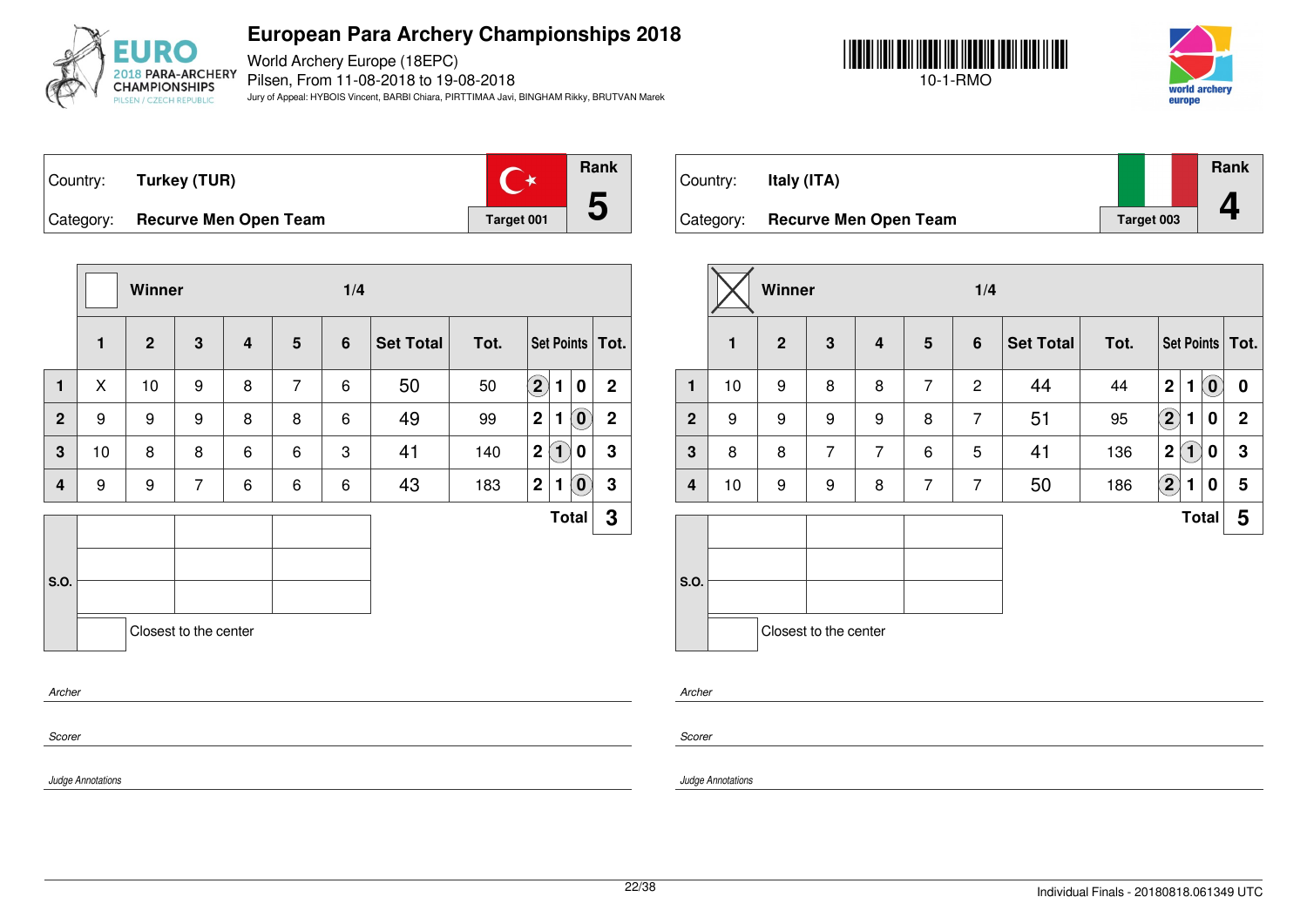# European Para Archery Championships 2018

World Archery Europe (18EPC)
Pilsen, From 11-08-2018 to 19-08-2018
Jury of Appeal: HYBOIS Vincent, BARBI Chiara, PIRTTIMAA Javi, BINGHAM Rikky, BRUTVAN Marek

10-1-RMO

Country: **Turkey (TUR)**
Category: **Recurve Men Open Team**
Target 001
Rank **5**

Winner ☐ — 1/4

| | 1 | 2 | 3 | 4 | 5 | 6 | Set Total | Tot. | Set Points | | | Tot. |
|---|---|---|---|---|---|---|---|---|---|---|---|---|
| 1 | X | 10 | 9 | 8 | 7 | 6 | 50 | 50 | (2) | 1 | 0 | 2 |
| 2 | 9 | 9 | 9 | 8 | 8 | 6 | 49 | 99 | 2 | 1 | (0) | 2 |
| 3 | 10 | 8 | 8 | 6 | 6 | 3 | 41 | 140 | 2 | (1) | 0 | 3 |
| 4 | 9 | 9 | 7 | 6 | 6 | 6 | 43 | 183 | 2 | 1 | (0) | 3 |
| | | | | | | | | | | | Total | 3 |

S.O.

Closest to the center

*Archer*

*Scorer*

*Judge Annotations*

Country: **Italy (ITA)**
Category: **Recurve Men Open Team**
Target 003
Rank **4**

Winner ☒ — 1/4

| | 1 | 2 | 3 | 4 | 5 | 6 | Set Total | Tot. | Set Points | | | Tot. |
|---|---|---|---|---|---|---|---|---|---|---|---|---|
| 1 | 10 | 9 | 8 | 8 | 7 | 2 | 44 | 44 | 2 | 1 | (0) | 0 |
| 2 | 9 | 9 | 9 | 9 | 8 | 7 | 51 | 95 | (2) | 1 | 0 | 2 |
| 3 | 8 | 8 | 7 | 7 | 6 | 5 | 41 | 136 | 2 | (1) | 0 | 3 |
| 4 | 10 | 9 | 9 | 8 | 7 | 7 | 50 | 186 | (2) | 1 | 0 | 5 |
| | | | | | | | | | | | Total | 5 |

S.O.

Closest to the center

*Archer*

*Scorer*

*Judge Annotations*

Individual Finals - 20180818.061349 UTC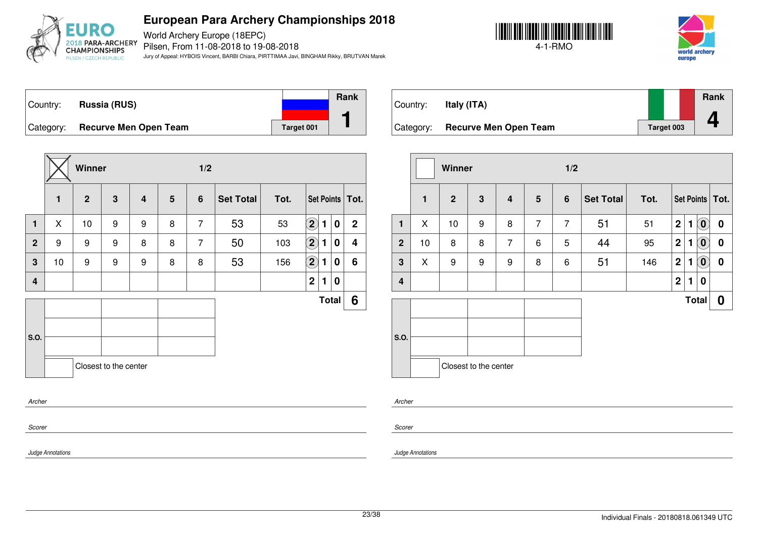# European Para Archery Championships 2018

World Archery Europe (18EPC)
Pilsen, From 11-08-2018 to 19-08-2018
Jury of Appeal: HYBOIS Vincent, BARBI Chiara, PIRTTIMAA Javi, BINGHAM Rikky, BRUTVAN Marek

4-1-RMO

| Country: | Russia (RUS) | Rank |
|---|---|---|
| Category: | Recurve Men Open Team | Target 001 | 1 |

**Winner** (X) — 1/2

| | 1 | 2 | 3 | 4 | 5 | 6 | Set Total | Tot. | Set Points | | | Tot. |
|---|---|---|---|---|---|---|---|---|---|---|---|---|
| 1 | X | 10 | 9 | 9 | 8 | 7 | 53 | 53 | (2) | 1 | 0 | 2 |
| 2 | 9 | 9 | 9 | 8 | 8 | 7 | 50 | 103 | (2) | 1 | 0 | 4 |
| 3 | 10 | 9 | 9 | 9 | 8 | 8 | 53 | 156 | (2) | 1 | 0 | 6 |
| 4 | | | | | | | | | 2 | 1 | 0 | |
| | | | | | | | | | | | Total | 6 |

S.O.

Closest to the center

*Archer*

*Scorer*

*Judge Annotations*

| Country: | Italy (ITA) | Rank |
|---|---|---|
| Category: | Recurve Men Open Team | Target 003 | 4 |

**Winner** — 1/2

| | 1 | 2 | 3 | 4 | 5 | 6 | Set Total | Tot. | Set Points | | | Tot. |
|---|---|---|---|---|---|---|---|---|---|---|---|---|
| 1 | X | 10 | 9 | 8 | 7 | 7 | 51 | 51 | 2 | 1 | (0) | 0 |
| 2 | 10 | 8 | 8 | 7 | 6 | 5 | 44 | 95 | 2 | 1 | (0) | 0 |
| 3 | X | 9 | 9 | 9 | 8 | 6 | 51 | 146 | 2 | 1 | (0) | 0 |
| 4 | | | | | | | | | 2 | 1 | 0 | |
| | | | | | | | | | | | Total | 0 |

S.O.

Closest to the center

*Archer*

*Scorer*

*Judge Annotations*

Individual Finals - 20180818.061349 UTC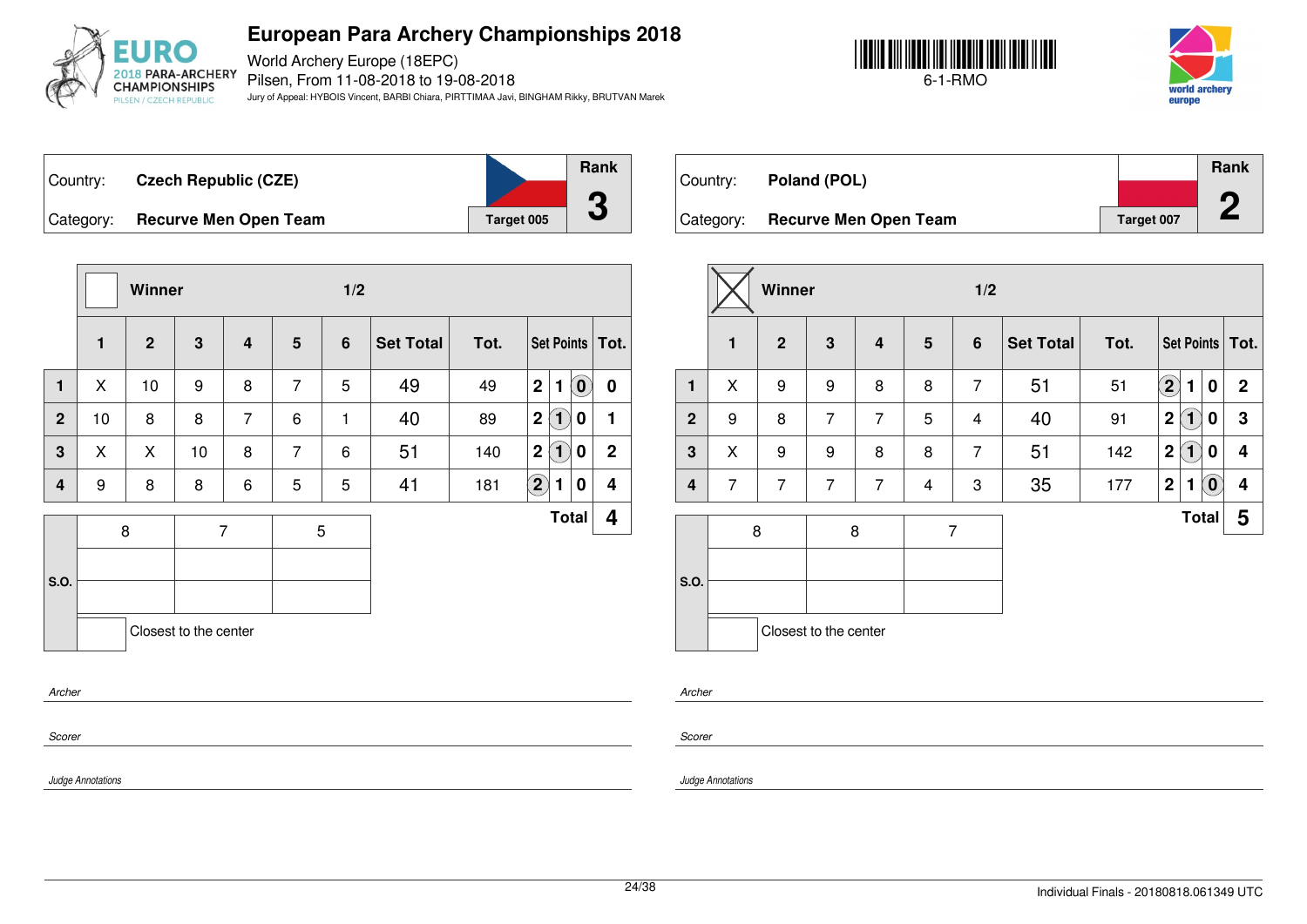# European Para Archery Championships 2018

World Archery Europe (18EPC)
Pilsen, From 11-08-2018 to 19-08-2018
Jury of Appeal: HYBOIS Vincent, BARBI Chiara, PIRTTIMAA Javi, BINGHAM Rikky, BRUTVAN Marek

6-1-RMO

| Country: | Czech Republic (CZE) | Rank |
|---|---|---|
| Category: | Recurve Men Open Team | 3 |
| | Target 005 | |

Winner ☐ — 1/2

| | 1 | 2 | 3 | 4 | 5 | 6 | Set Total | Tot. | Set Points | | | Tot. |
|---|---|---|---|---|---|---|---|---|---|---|---|---|
| 1 | X | 10 | 9 | 8 | 7 | 5 | 49 | 49 | 2 | 1 | (0) | 0 |
| 2 | 10 | 8 | 8 | 7 | 6 | 1 | 40 | 89 | 2 | (1) | 0 | 1 |
| 3 | X | X | 10 | 8 | 7 | 6 | 51 | 140 | 2 | (1) | 0 | 2 |
| 4 | 9 | 8 | 8 | 6 | 5 | 5 | 41 | 181 | (2) | 1 | 0 | 4 |
| | | | | | | | | | | | **Total** | **4** |

| S.O. | | | |
|---|---|---|---|
| | 8 | 7 | 5 |
| | | | |
| | | | |

☐ Closest to the center

*Archer*

*Scorer*

*Judge Annotations*

| Country: | Poland (POL) | Rank |
|---|---|---|
| Category: | Recurve Men Open Team | 2 |
| | Target 007 | |

Winner ☒ — 1/2

| | 1 | 2 | 3 | 4 | 5 | 6 | Set Total | Tot. | Set Points | | | Tot. |
|---|---|---|---|---|---|---|---|---|---|---|---|---|
| 1 | X | 9 | 9 | 8 | 8 | 7 | 51 | 51 | (2) | 1 | 0 | 2 |
| 2 | 9 | 8 | 7 | 7 | 5 | 4 | 40 | 91 | 2 | (1) | 0 | 3 |
| 3 | X | 9 | 9 | 8 | 8 | 7 | 51 | 142 | 2 | (1) | 0 | 4 |
| 4 | 7 | 7 | 7 | 7 | 4 | 3 | 35 | 177 | 2 | 1 | (0) | 4 |
| | | | | | | | | | | | **Total** | **5** |

| S.O. | | | |
|---|---|---|---|
| | 8 | 8 | 7 |
| | | | |
| | | | |

☐ Closest to the center

*Archer*

*Scorer*

*Judge Annotations*

Individual Finals - 20180818.061349 UTC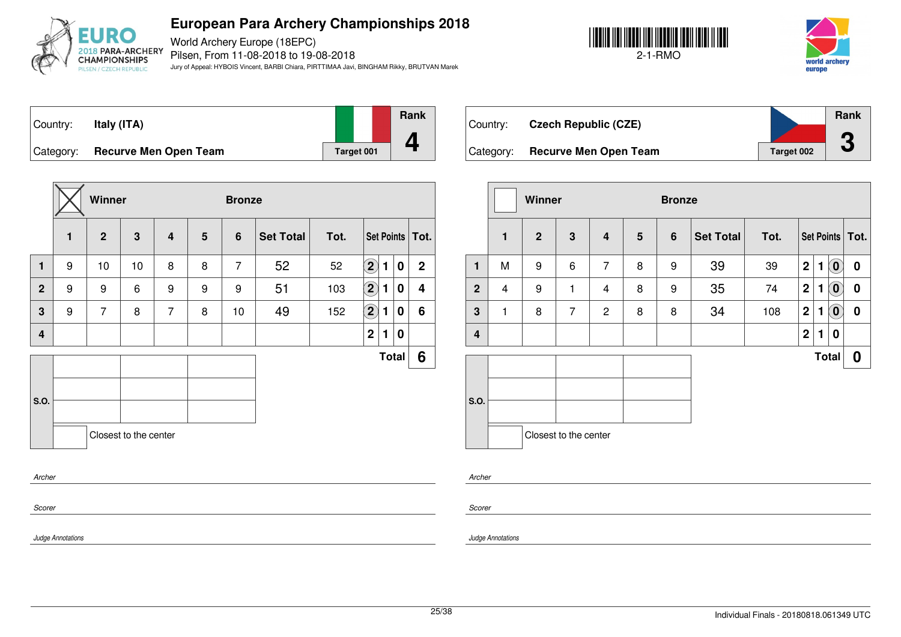# European Para Archery Championships 2018

World Archery Europe (18EPC)
Pilsen, From 11-08-2018 to 19-08-2018
Jury of Appeal: HYBOIS Vincent, BARBI Chiara, PIRTTIMAA Javi, BINGHAM Rikky, BRUTVAN Marek

2-1-RMO

| Country: | Italy (ITA) | Rank |
|---|---|---|
| Category: | Recurve Men Open Team | Target 001 | 4 |

Winner ☒ — Bronze

| | 1 | 2 | 3 | 4 | 5 | 6 | Set Total | Tot. | Set Points | | | Tot. |
|---|---|---|---|---|---|---|---|---|---|---|---|---|
| 1 | 9 | 10 | 10 | 8 | 8 | 7 | 52 | 52 | (2) | 1 | 0 | 2 |
| 2 | 9 | 9 | 6 | 9 | 9 | 9 | 51 | 103 | (2) | 1 | 0 | 4 |
| 3 | 9 | 7 | 8 | 7 | 8 | 10 | 49 | 152 | (2) | 1 | 0 | 6 |
| 4 | | | | | | | | | 2 | 1 | 0 | |
| | | | | | | | | | | | Total | 6 |

S.O.

Closest to the center

*Archer*

*Scorer*

*Judge Annotations*

| Country: | Czech Republic (CZE) | Rank |
|---|---|---|
| Category: | Recurve Men Open Team | Target 002 | 3 |

Winner ☐ — Bronze

| | 1 | 2 | 3 | 4 | 5 | 6 | Set Total | Tot. | Set Points | | | Tot. |
|---|---|---|---|---|---|---|---|---|---|---|---|---|
| 1 | M | 9 | 6 | 7 | 8 | 9 | 39 | 39 | 2 | 1 | (0) | 0 |
| 2 | 4 | 9 | 1 | 4 | 8 | 9 | 35 | 74 | 2 | 1 | (0) | 0 |
| 3 | 1 | 8 | 7 | 2 | 8 | 8 | 34 | 108 | 2 | 1 | (0) | 0 |
| 4 | | | | | | | | | 2 | 1 | 0 | |
| | | | | | | | | | | | Total | 0 |

S.O.

Closest to the center

*Archer*

*Scorer*

*Judge Annotations*

Individual Finals - 20180818.061349 UTC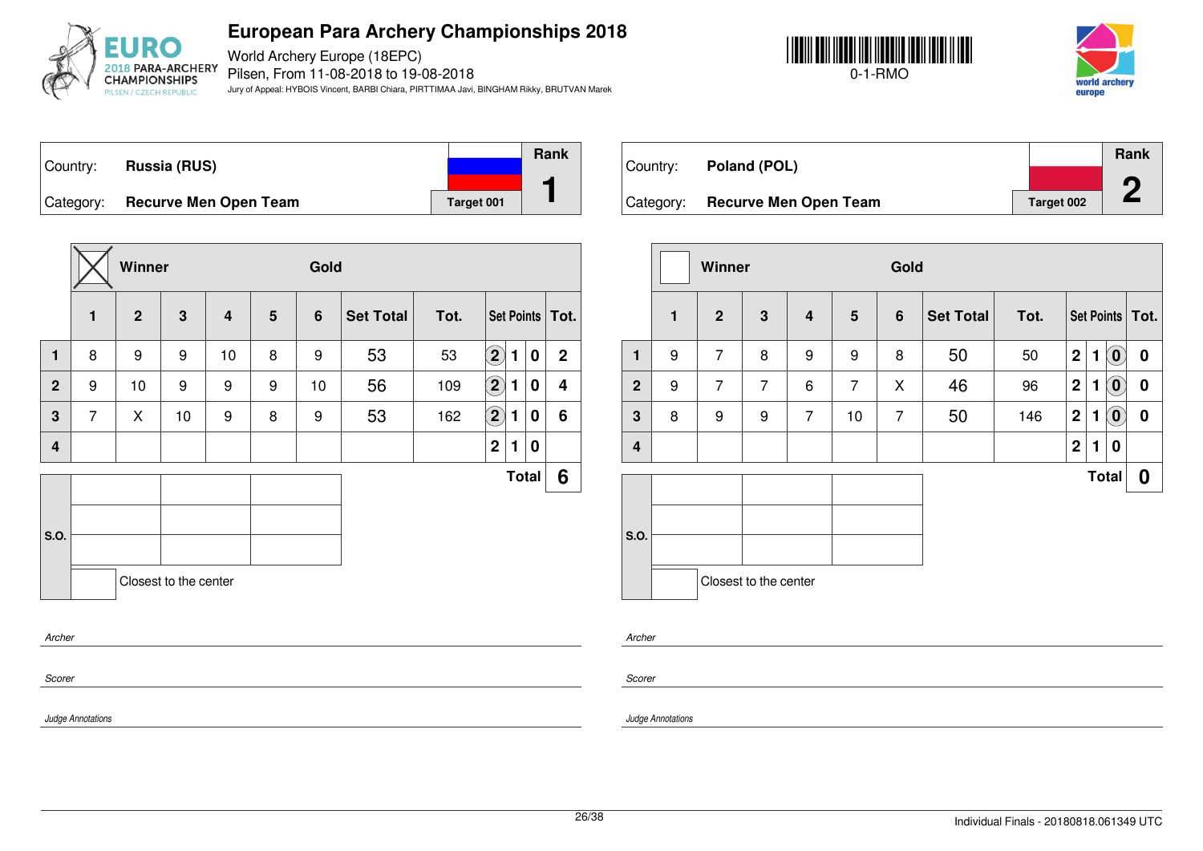# European Para Archery Championships 2018

World Archery Europe (18EPC)
Pilsen, From 11-08-2018 to 19-08-2018
Jury of Appeal: HYBOIS Vincent, BARBI Chiara, PIRTTIMAA Javi, BINGHAM Rikky, BRUTVAN Marek

0-1-RMO

| Country: | **Russia (RUS)** | | Rank |
|---|---|---|---|
| Category: | **Recurve Men Open Team** | Target 001 | **1** |

| | Winner ☒ | | | | Gold | | | | | | | |
|---|---|---|---|---|---|---|---|---|---|---|---|---|
| | **1** | **2** | **3** | **4** | **5** | **6** | **Set Total** | **Tot.** | **Set Points** | | | **Tot.** |
| **1** | 8 | 9 | 9 | 10 | 8 | 9 | 53 | 53 | (2) | 1 | 0 | 2 |
| **2** | 9 | 10 | 9 | 9 | 9 | 10 | 56 | 109 | (2) | 1 | 0 | 4 |
| **3** | 7 | X | 10 | 9 | 8 | 9 | 53 | 162 | (2) | 1 | 0 | 6 |
| **4** | | | | | | | | | 2 | 1 | 0 | |
| | | | | | | | | | | | **Total** | **6** |

**S.O.**

Closest to the center

*Archer*

*Scorer*

*Judge Annotations*

| Country: | **Poland (POL)** | | Rank |
|---|---|---|---|
| Category: | **Recurve Men Open Team** | Target 002 | **2** |

| | Winner ☐ | | | | Gold | | | | | | | |
|---|---|---|---|---|---|---|---|---|---|---|---|---|
| | **1** | **2** | **3** | **4** | **5** | **6** | **Set Total** | **Tot.** | **Set Points** | | | **Tot.** |
| **1** | 9 | 7 | 8 | 9 | 9 | 8 | 50 | 50 | 2 | 1 | (0) | 0 |
| **2** | 9 | 7 | 7 | 6 | 7 | X | 46 | 96 | 2 | 1 | (0) | 0 |
| **3** | 8 | 9 | 9 | 7 | 10 | 7 | 50 | 146 | 2 | 1 | (0) | 0 |
| **4** | | | | | | | | | 2 | 1 | 0 | |
| | | | | | | | | | | | **Total** | **0** |

**S.O.**

Closest to the center

*Archer*

*Scorer*

*Judge Annotations*

Individual Finals - 20180818.061349 UTC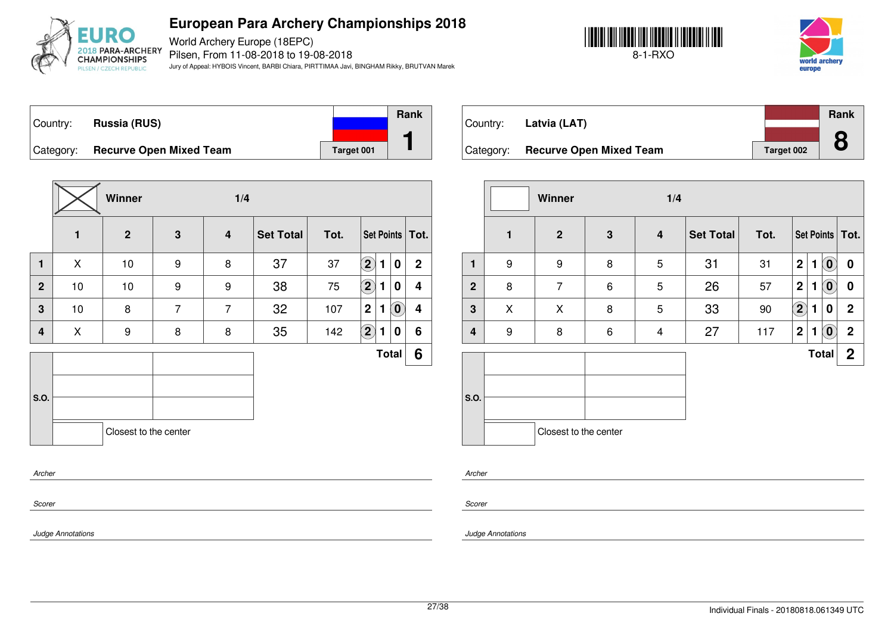# European Para Archery Championships 2018

World Archery Europe (18EPC)
Pilsen, From 11-08-2018 to 19-08-2018
Jury of Appeal: HYBOIS Vincent, BARBI Chiara, PIRTTIMAA Javi, BINGHAM Rikky, BRUTVAN Marek

8-1-RXO

| Country: | Russia (RUS) | | Rank |
|---|---|---|---|
| Category: | Recurve Open Mixed Team | Target 001 | 1 |

Winner — 1/4

| | 1 | 2 | 3 | 4 | Set Total | Tot. | Set Points | | | Tot. |
|---|---|---|---|---|---|---|---|---|---|---|
| 1 | X | 10 | 9 | 8 | 37 | 37 | (2) | 1 | 0 | 2 |
| 2 | 10 | 10 | 9 | 9 | 38 | 75 | (2) | 1 | 0 | 4 |
| 3 | 10 | 8 | 7 | 7 | 32 | 107 | 2 | 1 | (0) | 4 |
| 4 | X | 9 | 8 | 8 | 35 | 142 | (2) | 1 | 0 | 6 |
| | | | | | | | | | Total | 6 |

S.O.

Closest to the center

*Archer*

*Scorer*

*Judge Annotations*

| Country: | Latvia (LAT) | | Rank |
|---|---|---|---|
| Category: | Recurve Open Mixed Team | Target 002 | 8 |

Winner — 1/4

| | 1 | 2 | 3 | 4 | Set Total | Tot. | Set Points | | | Tot. |
|---|---|---|---|---|---|---|---|---|---|---|
| 1 | 9 | 9 | 8 | 5 | 31 | 31 | 2 | 1 | (0) | 0 |
| 2 | 8 | 7 | 6 | 5 | 26 | 57 | 2 | 1 | (0) | 0 |
| 3 | X | X | 8 | 5 | 33 | 90 | (2) | 1 | 0 | 2 |
| 4 | 9 | 8 | 6 | 4 | 27 | 117 | 2 | 1 | (0) | 2 |
| | | | | | | | | | Total | 2 |

S.O.

Closest to the center

*Archer*

*Scorer*

*Judge Annotations*

Individual Finals - 20180818.061349 UTC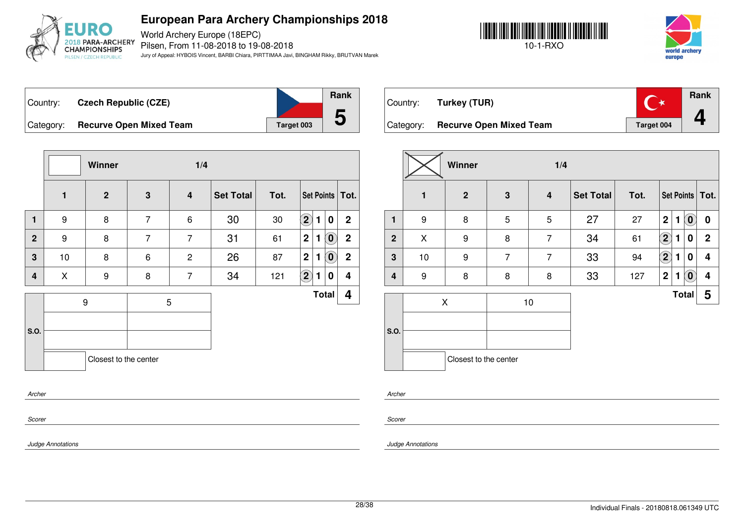# European Para Archery Championships 2018

World Archery Europe (18EPC)
Pilsen, From 11-08-2018 to 19-08-2018
Jury of Appeal: HYBOIS Vincent, BARBI Chiara, PIRTTIMAA Javi, BINGHAM Rikky, BRUTVAN Marek

10-1-RXO

| Country: | Czech Republic (CZE) | Rank |
|---|---|---|
| Category: | Recurve Open Mixed Team | 5 |
| | Target 003 | |

Winner — 1/4

| | 1 | 2 | 3 | 4 | Set Total | Tot. | Set Points | | | Tot. |
|---|---|---|---|---|---|---|---|---|---|---|
| 1 | 9 | 8 | 7 | 6 | 30 | 30 | (2) | 1 | 0 | 2 |
| 2 | 9 | 8 | 7 | 7 | 31 | 61 | 2 | 1 | (0) | 2 |
| 3 | 10 | 8 | 6 | 2 | 26 | 87 | 2 | 1 | (0) | 2 |
| 4 | X | 9 | 8 | 7 | 34 | 121 | (2) | 1 | 0 | 4 |
| | | | | | | | | | Total | 4 |

| S.O. | | |
|---|---|---|
| | 9 | 5 |
| | | |
| | | |
| | Closest to the center | |

*Archer*

*Scorer*

*Judge Annotations*

| Country: | Turkey (TUR) | Rank |
|---|---|---|
| Category: | Recurve Open Mixed Team | 4 |
| | Target 004 | |

Winner (X) — 1/4

| | 1 | 2 | 3 | 4 | Set Total | Tot. | Set Points | | | Tot. |
|---|---|---|---|---|---|---|---|---|---|---|
| 1 | 9 | 8 | 5 | 5 | 27 | 27 | 2 | 1 | (0) | 0 |
| 2 | X | 9 | 8 | 7 | 34 | 61 | (2) | 1 | 0 | 2 |
| 3 | 10 | 9 | 7 | 7 | 33 | 94 | (2) | 1 | 0 | 4 |
| 4 | 9 | 8 | 8 | 8 | 33 | 127 | 2 | 1 | (0) | 4 |
| | | | | | | | | | Total | 5 |

| S.O. | | |
|---|---|---|
| | X | 10 |
| | | |
| | | |
| | Closest to the center | |

*Archer*

*Scorer*

*Judge Annotations*

Individual Finals - 20180818.061349 UTC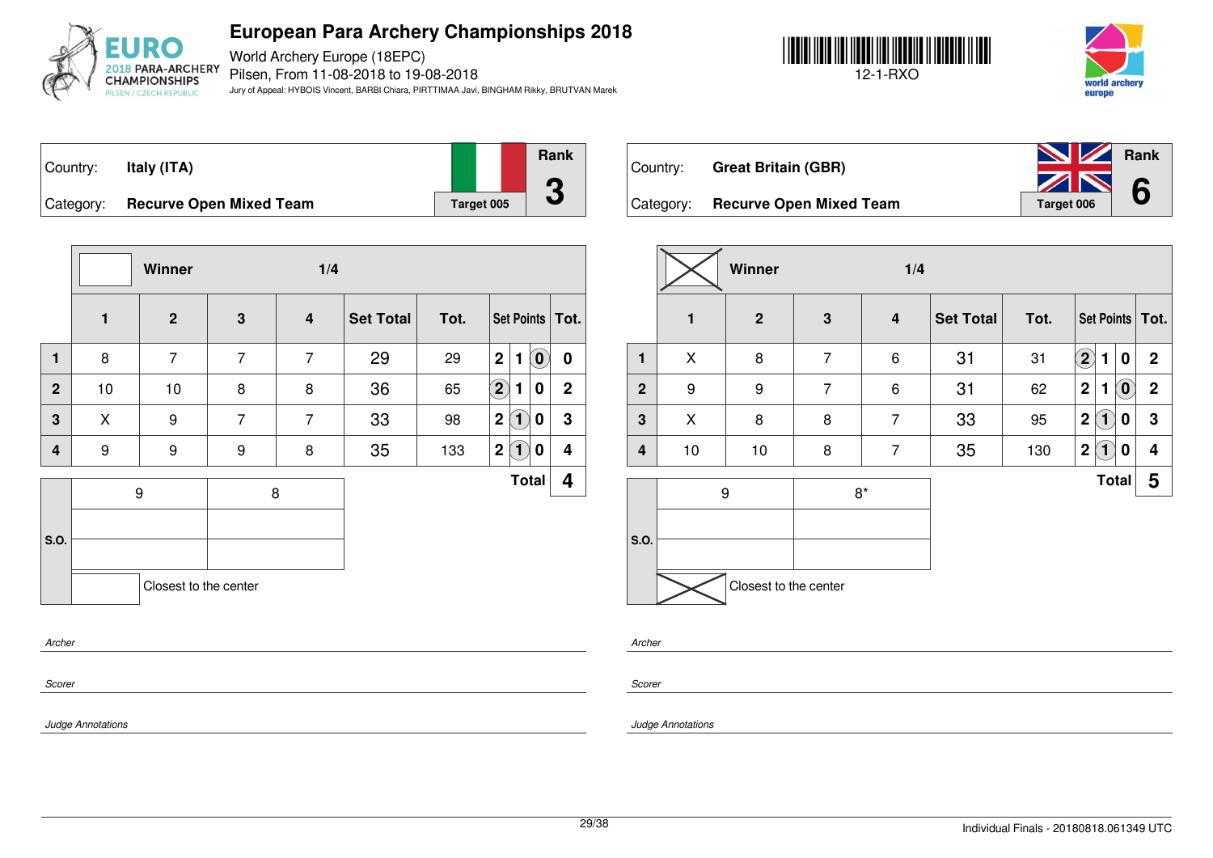# European Para Archery Championships 2018

World Archery Europe (18EPC)
Pilsen, From 11-08-2018 to 19-08-2018
Jury of Appeal: HYBOIS Vincent, BARBI Chiara, PIRTTIMAA Javi, BINGHAM Rikky, BRUTVAN Marek

12-1-RXO

| Country: | Italy (ITA) | Rank |
|---|---|---|
| Category: | Recurve Open Mixed Team | Target 005 | 3 |

Winner — 1/4

| | 1 | 2 | 3 | 4 | Set Total | Tot. | Set Points | | | Tot. |
|---|---|---|---|---|---|---|---|---|---|---|
| 1 | 8 | 7 | 7 | 7 | 29 | 29 | 2 | 1 | (0) | 0 |
| 2 | 10 | 10 | 8 | 8 | 36 | 65 | (2) | 1 | 0 | 2 |
| 3 | X | 9 | 7 | 7 | 33 | 98 | 2 | (1) | 0 | 3 |
| 4 | 9 | 9 | 9 | 8 | 35 | 133 | 2 | (1) | 0 | 4 |
| | | | | | | | | | Total | 4 |

| S.O. | | |
|---|---|---|
| | 9 | 8 |
| | | |
| | | |
| | Closest to the center | |

*Archer*

*Scorer*

*Judge Annotations*

| Country: | Great Britain (GBR) | Rank |
|---|---|---|
| Category: | Recurve Open Mixed Team | Target 006 | 6 |

Winner (X) — 1/4

| | 1 | 2 | 3 | 4 | Set Total | Tot. | Set Points | | | Tot. |
|---|---|---|---|---|---|---|---|---|---|---|
| 1 | X | 8 | 7 | 6 | 31 | 31 | (2) | 1 | 0 | 2 |
| 2 | 9 | 9 | 7 | 6 | 31 | 62 | 2 | 1 | (0) | 2 |
| 3 | X | 8 | 8 | 7 | 33 | 95 | 2 | (1) | 0 | 3 |
| 4 | 10 | 10 | 8 | 7 | 35 | 130 | 2 | (1) | 0 | 4 |
| | | | | | | | | | Total | 5 |

| S.O. | | |
|---|---|---|
| | 9 | 8* |
| | | |
| | | |
| | Closest to the center (X) | |

*Archer*

*Scorer*

*Judge Annotations*

Individual Finals - 20180818.061349 UTC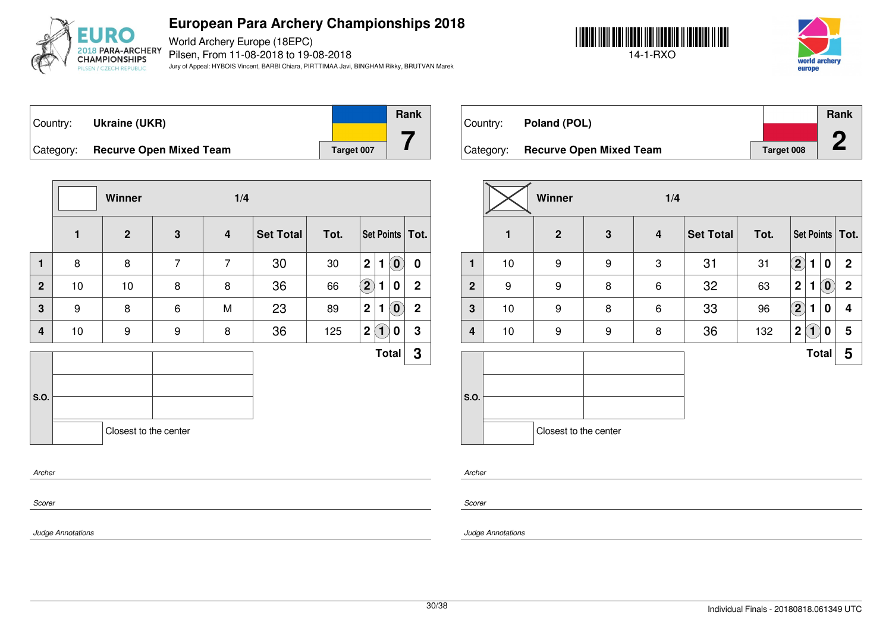# European Para Archery Championships 2018

World Archery Europe (18EPC)
Pilsen, From 11-08-2018 to 19-08-2018
Jury of Appeal: HYBOIS Vincent, BARBI Chiara, PIRTTIMAA Javi, BINGHAM Rikky, BRUTVAN Marek

14-1-RXO

| Country: | Ukraine (UKR) | Rank |
|---|---|---|
| Category: | Recurve Open Mixed Team | Target 007 | 7 |

Winner — 1/4

| | 1 | 2 | 3 | 4 | Set Total | Tot. | Set Points | | | Tot. |
|---|---|---|---|---|---|---|---|---|---|---|
| 1 | 8 | 8 | 7 | 7 | 30 | 30 | 2 | 1 | (0) | 0 |
| 2 | 10 | 10 | 8 | 8 | 36 | 66 | (2) | 1 | 0 | 2 |
| 3 | 9 | 8 | 6 | M | 23 | 89 | 2 | 1 | (0) | 2 |
| 4 | 10 | 9 | 9 | 8 | 36 | 125 | 2 | (1) | 0 | 3 |
| | | | | | | | | | **Total** | **3** |

S.O.

Closest to the center

*Archer*

*Scorer*

*Judge Annotations*

| Country: | Poland (POL) | Rank |
|---|---|---|
| Category: | Recurve Open Mixed Team | Target 008 | 2 |

Winner (X) — 1/4

| | 1 | 2 | 3 | 4 | Set Total | Tot. | Set Points | | | Tot. |
|---|---|---|---|---|---|---|---|---|---|---|
| 1 | 10 | 9 | 9 | 3 | 31 | 31 | (2) | 1 | 0 | 2 |
| 2 | 9 | 9 | 8 | 6 | 32 | 63 | 2 | 1 | (0) | 2 |
| 3 | 10 | 9 | 8 | 6 | 33 | 96 | (2) | 1 | 0 | 4 |
| 4 | 10 | 9 | 9 | 8 | 36 | 132 | 2 | (1) | 0 | 5 |
| | | | | | | | | | **Total** | **5** |

S.O.

Closest to the center

*Archer*

*Scorer*

*Judge Annotations*

Individual Finals - 20180818.061349 UTC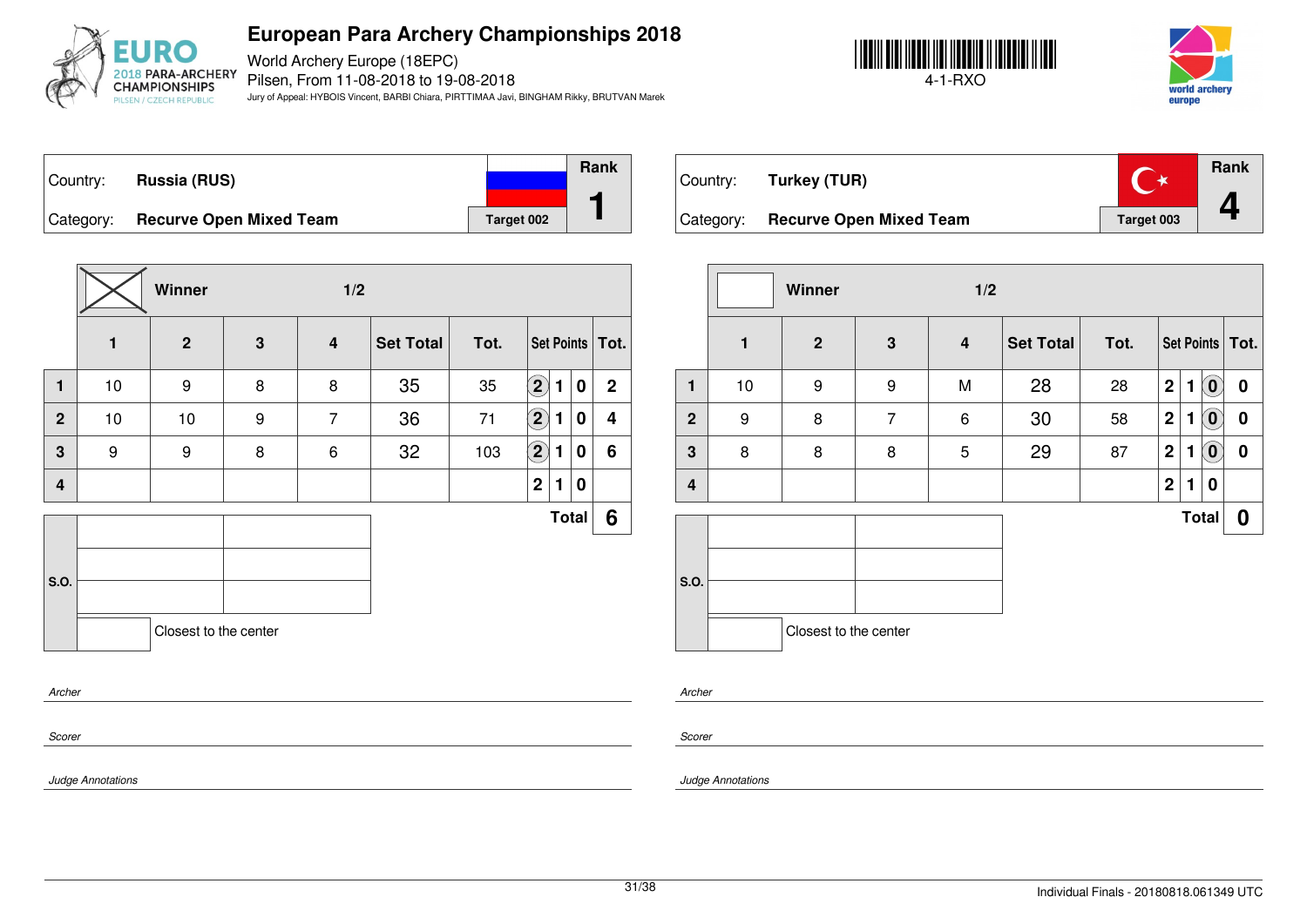# European Para Archery Championships 2018

World Archery Europe (18EPC)
Pilsen, From 11-08-2018 to 19-08-2018
Jury of Appeal: HYBOIS Vincent, BARBI Chiara, PIRTTIMAA Javi, BINGHAM Rikky, BRUTVAN Marek

4-1-RXO

| Country: | Russia (RUS) | | Rank |
|---|---|---|---|
| Category: | Recurve Open Mixed Team | Target 002 | 1 |

Winner — 1/2

| | 1 | 2 | 3 | 4 | Set Total | Tot. | Set Points | | | Tot. |
|---|---|---|---|---|---|---|---|---|---|---|
| 1 | 10 | 9 | 8 | 8 | 35 | 35 | (2) | 1 | 0 | 2 |
| 2 | 10 | 10 | 9 | 7 | 36 | 71 | (2) | 1 | 0 | 4 |
| 3 | 9 | 9 | 8 | 6 | 32 | 103 | (2) | 1 | 0 | 6 |
| 4 | | | | | | | 2 | 1 | 0 | |
| | | | | | | | | | Total | 6 |

S.O.

Closest to the center

*Archer*

*Scorer*

*Judge Annotations*

| Country: | Turkey (TUR) | | Rank |
|---|---|---|---|
| Category: | Recurve Open Mixed Team | Target 003 | 4 |

Winner — 1/2

| | 1 | 2 | 3 | 4 | Set Total | Tot. | Set Points | | | Tot. |
|---|---|---|---|---|---|---|---|---|---|---|
| 1 | 10 | 9 | 9 | M | 28 | 28 | 2 | 1 | (0) | 0 |
| 2 | 9 | 8 | 7 | 6 | 30 | 58 | 2 | 1 | (0) | 0 |
| 3 | 8 | 8 | 8 | 5 | 29 | 87 | 2 | 1 | (0) | 0 |
| 4 | | | | | | | 2 | 1 | 0 | |
| | | | | | | | | | Total | 0 |

S.O.

Closest to the center

*Archer*

*Scorer*

*Judge Annotations*

Individual Finals - 20180818.061349 UTC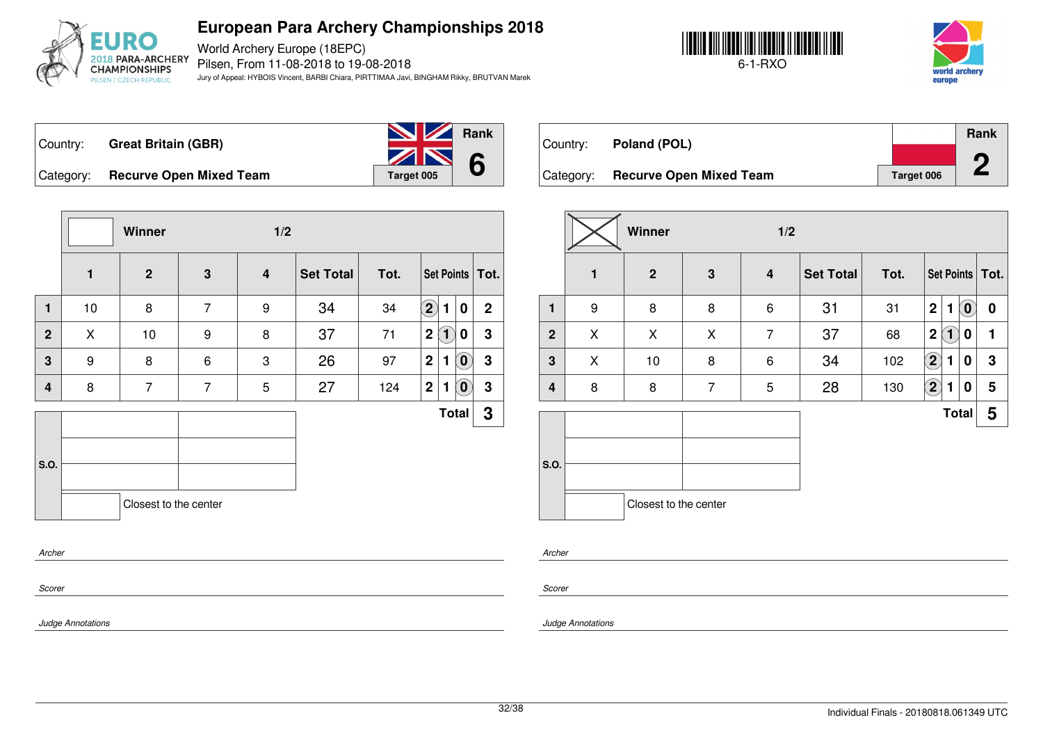# European Para Archery Championships 2018

World Archery Europe (18EPC)
Pilsen, From 11-08-2018 to 19-08-2018
Jury of Appeal: HYBOIS Vincent, BARBI Chiara, PIRTTIMAA Javi, BINGHAM Rikky, BRUTVAN Marek

6-1-RXO

| Country: | Great Britain (GBR) | Rank |
|---|---|---|
| Category: | Recurve Open Mixed Team — Target 005 | 6 |

Winner — 1/2

| | 1 | 2 | 3 | 4 | Set Total | Tot. | Set Points | | | Tot. |
|---|---|---|---|---|---|---|---|---|---|---|
| 1 | 10 | 8 | 7 | 9 | 34 | 34 | (2) | 1 | 0 | 2 |
| 2 | X | 10 | 9 | 8 | 37 | 71 | 2 | (1) | 0 | 3 |
| 3 | 9 | 8 | 6 | 3 | 26 | 97 | 2 | 1 | (0) | 3 |
| 4 | 8 | 7 | 7 | 5 | 27 | 124 | 2 | 1 | (0) | 3 |
| | | | | | | | | | Total | 3 |

S.O.

Closest to the center

*Archer*

*Scorer*

*Judge Annotations*

| Country: | Poland (POL) | Rank |
|---|---|---|
| Category: | Recurve Open Mixed Team — Target 006 | 2 |

Winner (X) — 1/2

| | 1 | 2 | 3 | 4 | Set Total | Tot. | Set Points | | | Tot. |
|---|---|---|---|---|---|---|---|---|---|---|
| 1 | 9 | 8 | 8 | 6 | 31 | 31 | 2 | 1 | (0) | 0 |
| 2 | X | X | X | 7 | 37 | 68 | 2 | (1) | 0 | 1 |
| 3 | X | 10 | 8 | 6 | 34 | 102 | (2) | 1 | 0 | 3 |
| 4 | 8 | 8 | 7 | 5 | 28 | 130 | (2) | 1 | 0 | 5 |
| | | | | | | | | | Total | 5 |

S.O.

Closest to the center

*Archer*

*Scorer*

*Judge Annotations*

Individual Finals - 20180818.061349 UTC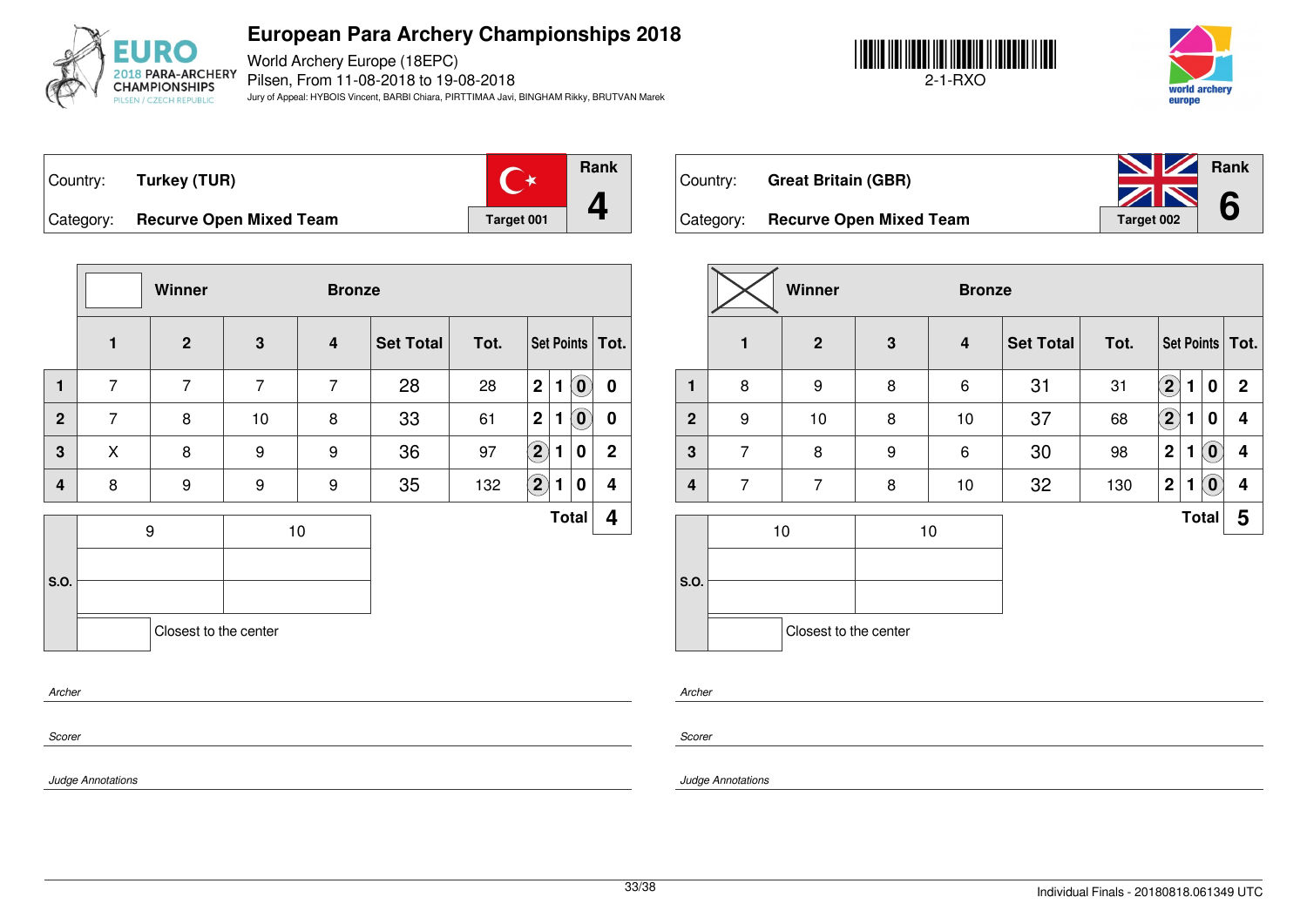# European Para Archery Championships 2018

World Archery Europe (18EPC)
Pilsen, From 11-08-2018 to 19-08-2018
Jury of Appeal: HYBOIS Vincent, BARBI Chiara, PIRTTIMAA Javi, BINGHAM Rikky, BRUTVAN Marek

2-1-RXO

| Country: | Turkey (TUR) | | Rank |
|---|---|---|---|
| Category: | Recurve Open Mixed Team | Target 001 | 4 |

| | Winner | | Bronze | | | | | | | |
|---|---|---|---|---|---|---|---|---|---|---|
| | 1 | 2 | 3 | 4 | Set Total | Tot. | Set Points | | | Tot. |
| 1 | 7 | 7 | 7 | 7 | 28 | 28 | 2 | 1 | (0) | 0 |
| 2 | 7 | 8 | 10 | 8 | 33 | 61 | 2 | 1 | (0) | 0 |
| 3 | X | 8 | 9 | 9 | 36 | 97 | (2) | 1 | 0 | 2 |
| 4 | 8 | 9 | 9 | 9 | 35 | 132 | (2) | 1 | 0 | 4 |
| | | | | | | | | | Total | 4 |

| S.O. | | |
|---|---|---|
| | 9 | 10 |
| | | |
| | | |
| | | Closest to the center |

*Archer*

*Scorer*

*Judge Annotations*

| Country: | Great Britain (GBR) | | Rank |
|---|---|---|---|
| Category: | Recurve Open Mixed Team | Target 002 | 6 |

| | Winner | | Bronze | | | | | | | |
|---|---|---|---|---|---|---|---|---|---|---|
| | 1 | 2 | 3 | 4 | Set Total | Tot. | Set Points | | | Tot. |
| 1 | 8 | 9 | 8 | 6 | 31 | 31 | (2) | 1 | 0 | 2 |
| 2 | 9 | 10 | 8 | 10 | 37 | 68 | (2) | 1 | 0 | 4 |
| 3 | 7 | 8 | 9 | 6 | 30 | 98 | 2 | 1 | (0) | 4 |
| 4 | 7 | 7 | 8 | 10 | 32 | 130 | 2 | 1 | (0) | 4 |
| | | | | | | | | | Total | 5 |

| S.O. | | |
|---|---|---|
| | 10 | 10 |
| | | |
| | | |
| | | Closest to the center |

*Archer*

*Scorer*

*Judge Annotations*

Individual Finals - 20180818.061349 UTC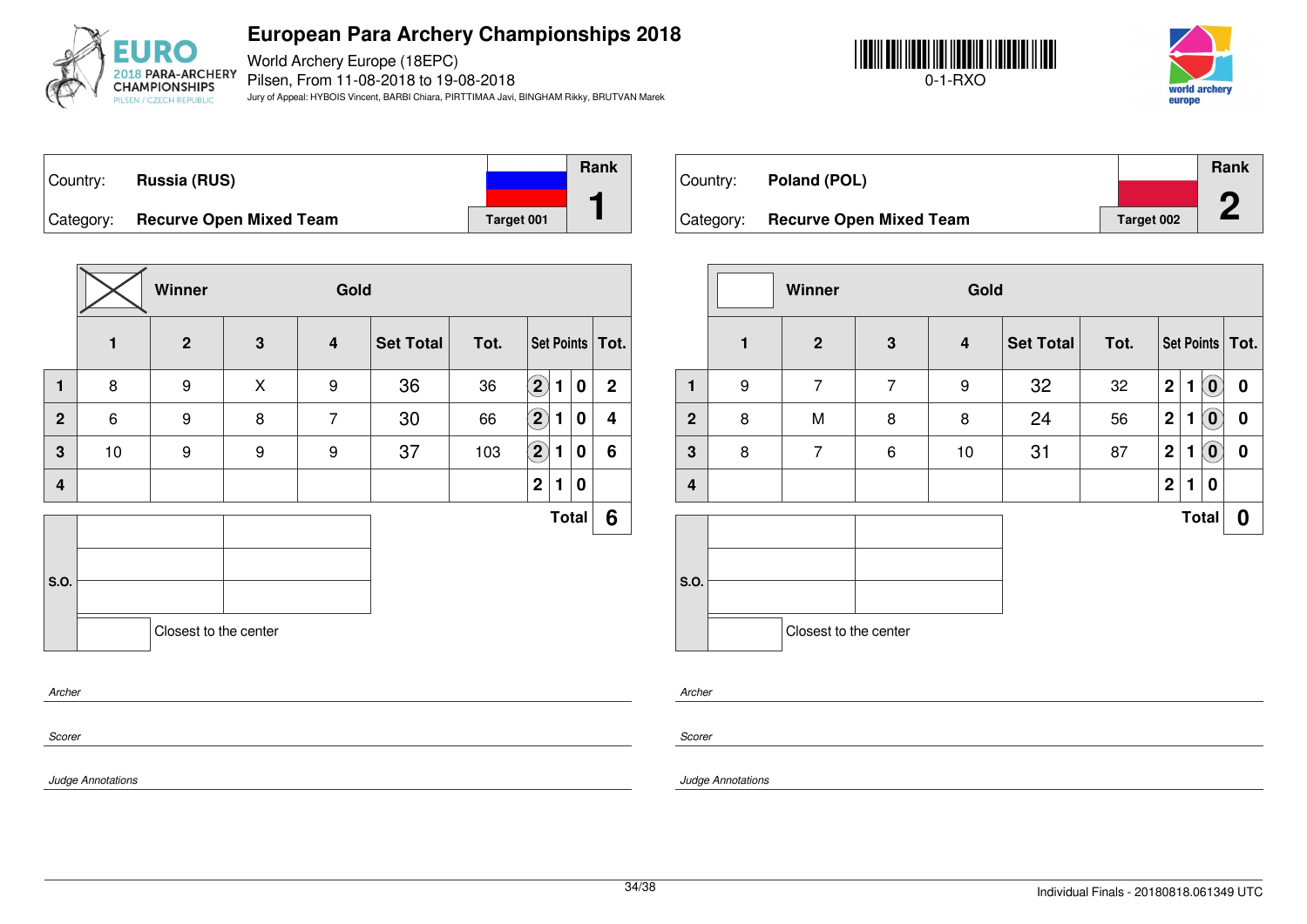# European Para Archery Championships 2018

World Archery Europe (18EPC)
Pilsen, From 11-08-2018 to 19-08-2018
Jury of Appeal: HYBOIS Vincent, BARBI Chiara, PIRTTIMAA Javi, BINGHAM Rikky, BRUTVAN Marek

0-1-RXO

| Country: | Russia (RUS) | | Rank |
|---|---|---|---|
| Category: | Recurve Open Mixed Team | Target 001 | 1 |

| | 1 | 2 | 3 | 4 | Set Total | Tot. | Set Points | | | Tot. |
|---|---|---|---|---|---|---|---|---|---|---|
| | Winner | | | Gold | | | | | | |
| 1 | 8 | 9 | X | 9 | 36 | 36 | (2) | 1 | 0 | 2 |
| 2 | 6 | 9 | 8 | 7 | 30 | 66 | (2) | 1 | 0 | 4 |
| 3 | 10 | 9 | 9 | 9 | 37 | 103 | (2) | 1 | 0 | 6 |
| 4 | | | | | | | 2 | 1 | 0 | |
| | | | | | | | | Total | | 6 |

S.O.

Closest to the center

*Archer*

*Scorer*

*Judge Annotations*

| Country: | Poland (POL) | | Rank |
|---|---|---|---|
| Category: | Recurve Open Mixed Team | Target 002 | 2 |

| | 1 | 2 | 3 | 4 | Set Total | Tot. | Set Points | | | Tot. |
|---|---|---|---|---|---|---|---|---|---|---|
| | Winner | | | Gold | | | | | | |
| 1 | 9 | 7 | 7 | 9 | 32 | 32 | 2 | 1 | (0) | 0 |
| 2 | 8 | M | 8 | 8 | 24 | 56 | 2 | 1 | (0) | 0 |
| 3 | 8 | 7 | 6 | 10 | 31 | 87 | 2 | 1 | (0) | 0 |
| 4 | | | | | | | 2 | 1 | 0 | |
| | | | | | | | | Total | | 0 |

S.O.

Closest to the center

*Archer*

*Scorer*

*Judge Annotations*

Individual Finals - 20180818.061349 UTC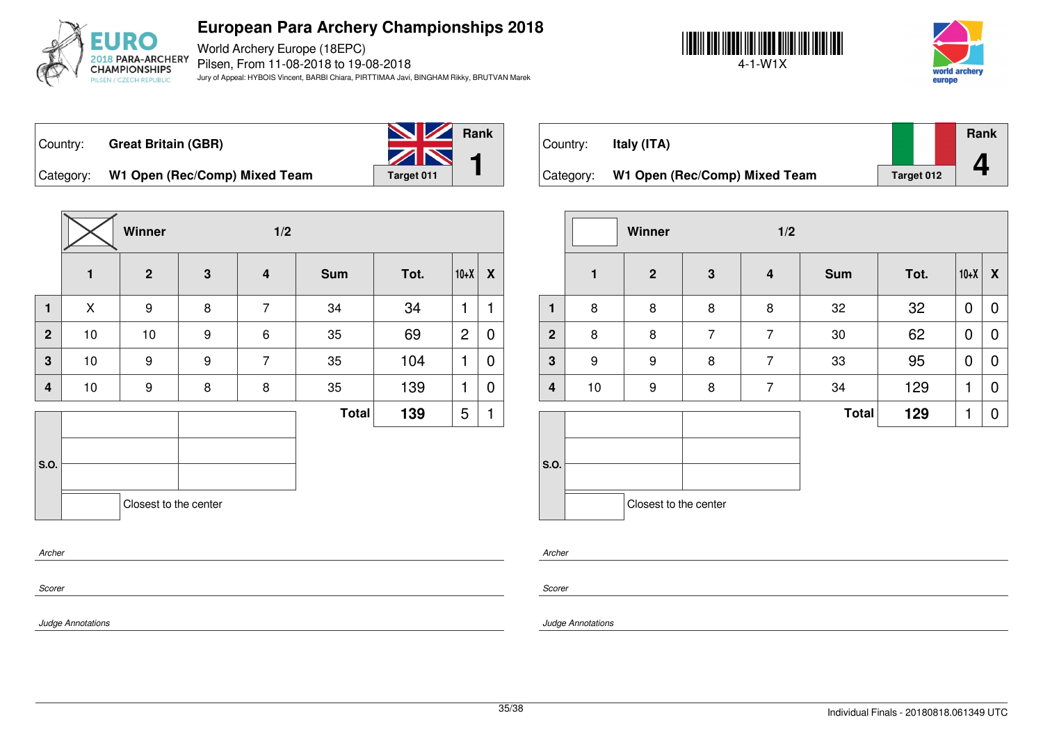# European Para Archery Championships 2018

World Archery Europe (18EPC)
Pilsen, From 11-08-2018 to 19-08-2018
Jury of Appeal: HYBOIS Vincent, BARBI Chiara, PIRTTIMAA Javi, BINGHAM Rikky, BRUTVAN Marek

4-1-W1X

| Country: | **Great Britain (GBR)** | Rank |
|---|---|---|
| Category: | **W1 Open (Rec/Comp) Mixed Team** | **1** |
| | Target 011 | |

| | ☒ Winner | | 1/2 | | | | | |
|---|---|---|---|---|---|---|---|---|
| | **1** | **2** | **3** | **4** | **Sum** | **Tot.** | **10+X** | **X** |
| **1** | X | 9 | 8 | 7 | 34 | 34 | 1 | 1 |
| **2** | 10 | 10 | 9 | 6 | 35 | 69 | 2 | 0 |
| **3** | 10 | 9 | 9 | 7 | 35 | 104 | 1 | 0 |
| **4** | 10 | 9 | 8 | 8 | 35 | 139 | 1 | 0 |
| | | | | | **Total** | **139** | 5 | 1 |

S.O.

Closest to the center

| Country: | **Italy (ITA)** | Rank |
|---|---|---|
| Category: | **W1 Open (Rec/Comp) Mixed Team** | **4** |
| | Target 012 | |

| | ☐ Winner | | 1/2 | | | | | |
|---|---|---|---|---|---|---|---|---|
| | **1** | **2** | **3** | **4** | **Sum** | **Tot.** | **10+X** | **X** |
| **1** | 8 | 8 | 8 | 8 | 32 | 32 | 0 | 0 |
| **2** | 8 | 8 | 7 | 7 | 30 | 62 | 0 | 0 |
| **3** | 9 | 9 | 8 | 7 | 33 | 95 | 0 | 0 |
| **4** | 10 | 9 | 8 | 7 | 34 | 129 | 1 | 0 |
| | | | | | **Total** | **129** | 1 | 0 |

S.O.

Closest to the center

*Archer*

*Scorer*

*Judge Annotations*

*Archer*

*Scorer*

*Judge Annotations*

Individual Finals - 20180818.061349 UTC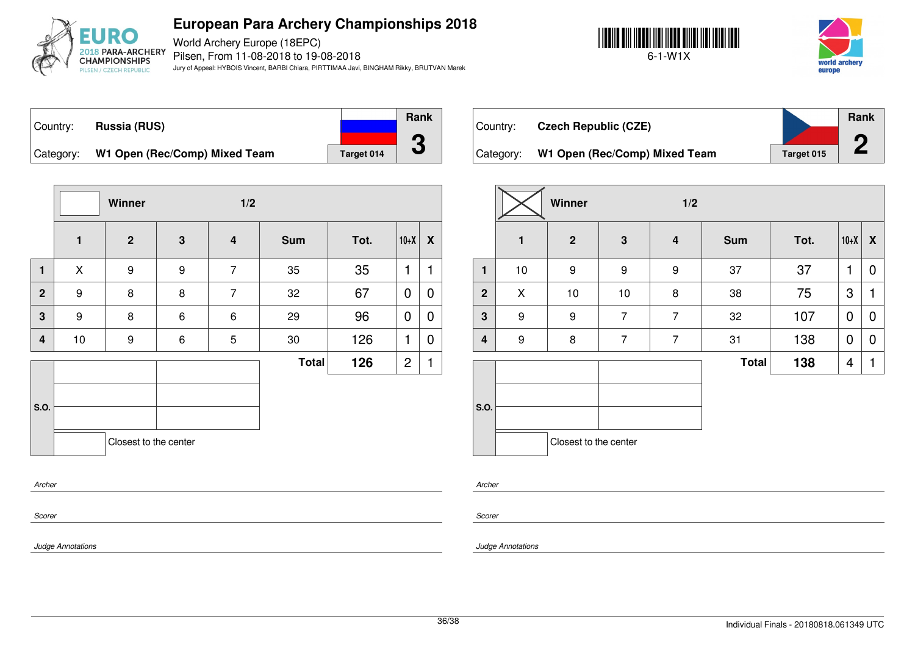# European Para Archery Championships 2018

World Archery Europe (18EPC)
Pilsen, From 11-08-2018 to 19-08-2018
Jury of Appeal: HYBOIS Vincent, BARBI Chiara, PIRTTIMAA Javi, BINGHAM Rikky, BRUTVAN Marek

6-1-W1X

Country: **Russia (RUS)**
Category: **W1 Open (Rec/Comp) Mixed Team**
Target 014
Rank **3**

Winner 1/2

| | 1 | 2 | 3 | 4 | Sum | Tot. | 10+X | X |
|---|---|---|---|---|---|---|---|---|
| 1 | X | 9 | 9 | 7 | 35 | 35 | 1 | 1 |
| 2 | 9 | 8 | 8 | 7 | 32 | 67 | 0 | 0 |
| 3 | 9 | 8 | 6 | 6 | 29 | 96 | 0 | 0 |
| 4 | 10 | 9 | 6 | 5 | 30 | 126 | 1 | 0 |
| | | | | | **Total** | **126** | 2 | 1 |

S.O.

Closest to the center

*Archer*

*Scorer*

*Judge Annotations*

Country: **Czech Republic (CZE)**
Category: **W1 Open (Rec/Comp) Mixed Team**
Target 015
Rank **2**

Winner (X) 1/2

| | 1 | 2 | 3 | 4 | Sum | Tot. | 10+X | X |
|---|---|---|---|---|---|---|---|---|
| 1 | 10 | 9 | 9 | 9 | 37 | 37 | 1 | 0 |
| 2 | X | 10 | 10 | 8 | 38 | 75 | 3 | 1 |
| 3 | 9 | 9 | 7 | 7 | 32 | 107 | 0 | 0 |
| 4 | 9 | 8 | 7 | 7 | 31 | 138 | 0 | 0 |
| | | | | | **Total** | **138** | 4 | 1 |

S.O.

Closest to the center

*Archer*

*Scorer*

*Judge Annotations*

Individual Finals - 20180818.061349 UTC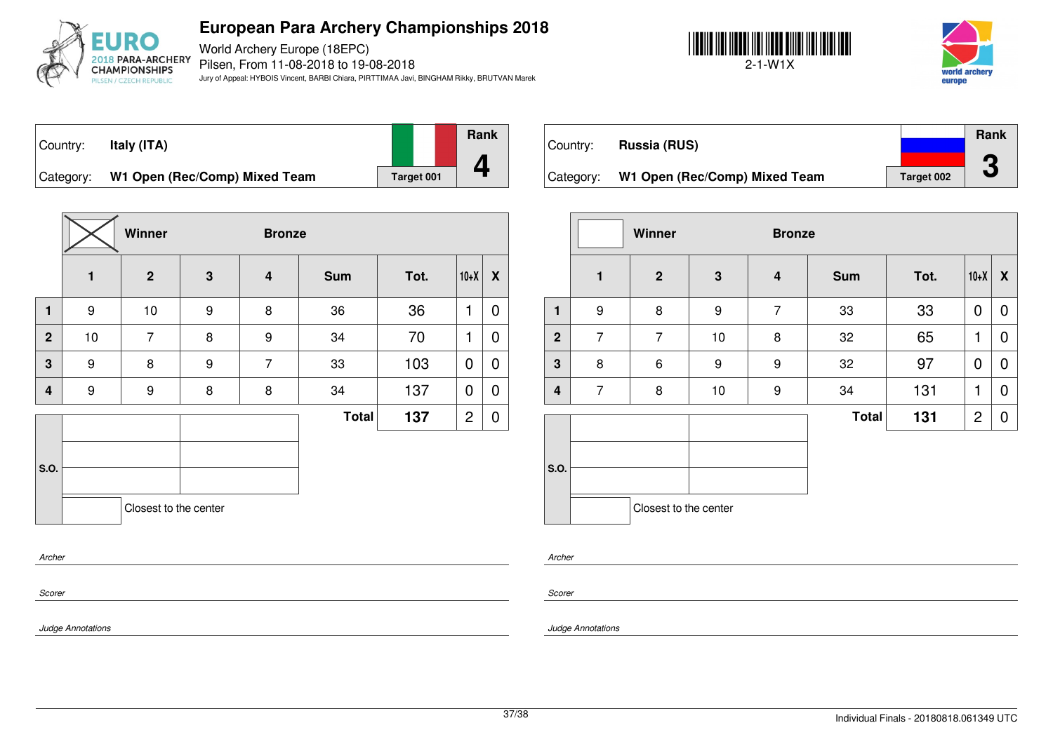# European Para Archery Championships 2018

World Archery Europe (18EPC)
Pilsen, From 11-08-2018 to 19-08-2018
Jury of Appeal: HYBOIS Vincent, BARBI Chiara, PIRTTIMAA Javi, BINGHAM Rikky, BRUTVAN Marek

2-1-W1X

| Country: | Italy (ITA) | Rank |
|---|---|---|
| Category: | W1 Open (Rec/Comp) Mixed Team | Target 001 | 4 |

Winner: ☒ | Bronze

| | 1 | 2 | 3 | 4 | Sum | Tot. | 10+X | X |
|---|---|---|---|---|---|---|---|---|
| 1 | 9 | 10 | 9 | 8 | 36 | 36 | 1 | 0 |
| 2 | 10 | 7 | 8 | 9 | 34 | 70 | 1 | 0 |
| 3 | 9 | 8 | 9 | 7 | 33 | 103 | 0 | 0 |
| 4 | 9 | 9 | 8 | 8 | 34 | 137 | 0 | 0 |
| | | | | | Total | 137 | 2 | 0 |

S.O.

Closest to the center

*Archer*

*Scorer*

*Judge Annotations*

| Country: | Russia (RUS) | Rank |
|---|---|---|
| Category: | W1 Open (Rec/Comp) Mixed Team | Target 002 | 3 |

Winner: ☐ | Bronze

| | 1 | 2 | 3 | 4 | Sum | Tot. | 10+X | X |
|---|---|---|---|---|---|---|---|---|
| 1 | 9 | 8 | 9 | 7 | 33 | 33 | 0 | 0 |
| 2 | 7 | 7 | 10 | 8 | 32 | 65 | 1 | 0 |
| 3 | 8 | 6 | 9 | 9 | 32 | 97 | 0 | 0 |
| 4 | 7 | 8 | 10 | 9 | 34 | 131 | 1 | 0 |
| | | | | | Total | 131 | 2 | 0 |

S.O.

Closest to the center

*Archer*

*Scorer*

*Judge Annotations*

Individual Finals - 20180818.061349 UTC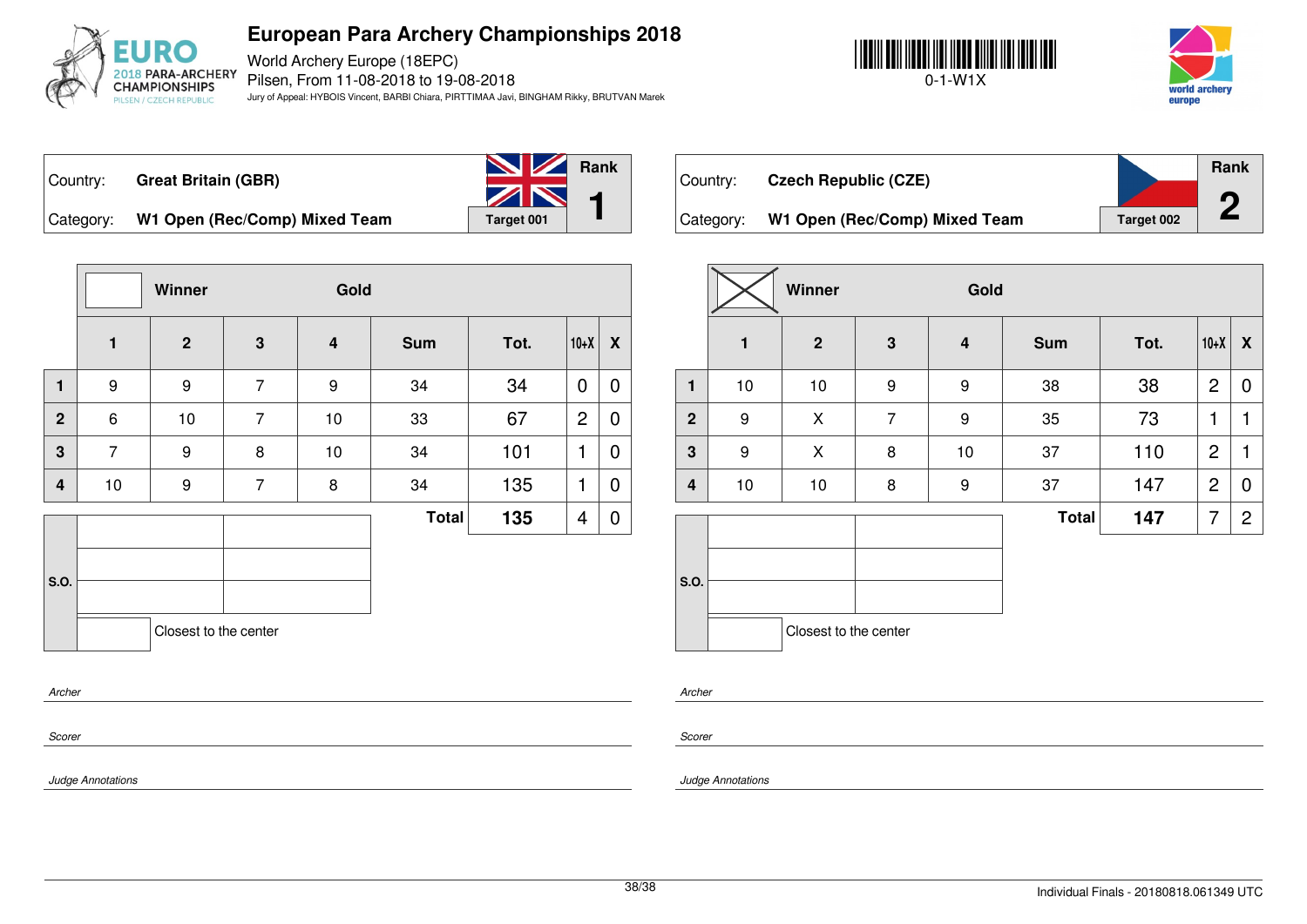# European Para Archery Championships 2018

World Archery Europe (18EPC)
Pilsen, From 11-08-2018 to 19-08-2018
Jury of Appeal: HYBOIS Vincent, BARBI Chiara, PIRTTIMAA Javi, BINGHAM Rikky, BRUTVAN Marek

0-1-W1X

Country: **Great Britain (GBR)**
Category: **W1 Open (Rec/Comp) Mixed Team**
Target 001
Rank **1**

| | 1 | 2 | 3 | 4 | Sum | Tot. | 10+X | X |
|---|---|---|---|---|---|---|---|---|
| 1 | 9 | 9 | 7 | 9 | 34 | 34 | 0 | 0 |
| 2 | 6 | 10 | 7 | 10 | 33 | 67 | 2 | 0 |
| 3 | 7 | 9 | 8 | 10 | 34 | 101 | 1 | 0 |
| 4 | 10 | 9 | 7 | 8 | 34 | 135 | 1 | 0 |
| | | | | | **Total** | **135** | 4 | 0 |

S.O.

Closest to the center

*Archer*

*Scorer*

*Judge Annotations*

Country: **Czech Republic (CZE)**
Category: **W1 Open (Rec/Comp) Mixed Team**
Target 002
Rank **2**

| | 1 | 2 | 3 | 4 | Sum | Tot. | 10+X | X |
|---|---|---|---|---|---|---|---|---|
| 1 | 10 | 10 | 9 | 9 | 38 | 38 | 2 | 0 |
| 2 | 9 | X | 7 | 9 | 35 | 73 | 1 | 1 |
| 3 | 9 | X | 8 | 10 | 37 | 110 | 2 | 1 |
| 4 | 10 | 10 | 8 | 9 | 37 | 147 | 2 | 0 |
| | | | | | **Total** | **147** | 7 | 2 |

S.O.

Closest to the center

*Archer*

*Scorer*

*Judge Annotations*

Individual Finals - 20180818.061349 UTC